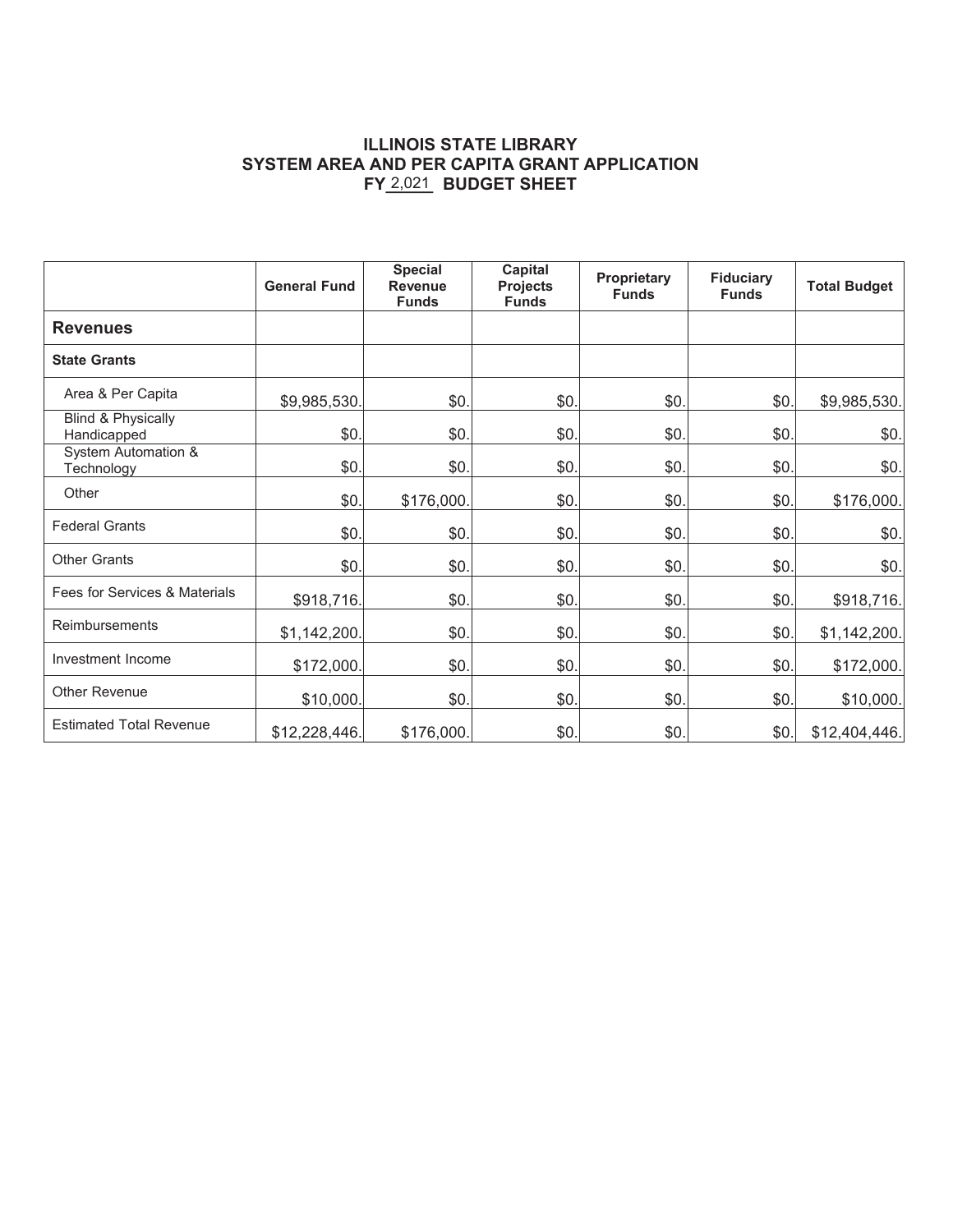**ILLINOIS STATE LIBRARY**
**SYSTEM AREA AND PER CAPITA GRANT APPLICATION**
**FY 2,021 BUDGET SHEET**

| | General Fund | Special Revenue Funds | Capital Projects Funds | Proprietary Funds | Fiduciary Funds | Total Budget |
|---|---|---|---|---|---|---|
| **Revenues** | | | | | | |
| **State Grants** | | | | | | |
| Area & Per Capita | $9,985,530. | $0. | $0. | $0. | $0. | $9,985,530. |
| Blind & Physically Handicapped | $0. | $0. | $0. | $0. | $0. | $0. |
| System Automation & Technology | $0. | $0. | $0. | $0. | $0. | $0. |
| Other | $0. | $176,000. | $0. | $0. | $0. | $176,000. |
| Federal Grants | $0. | $0. | $0. | $0. | $0. | $0. |
| Other Grants | $0. | $0. | $0. | $0. | $0. | $0. |
| Fees for Services & Materials | $918,716. | $0. | $0. | $0. | $0. | $918,716. |
| Reimbursements | $1,142,200. | $0. | $0. | $0. | $0. | $1,142,200. |
| Investment Income | $172,000. | $0. | $0. | $0. | $0. | $172,000. |
| Other Revenue | $10,000. | $0. | $0. | $0. | $0. | $10,000. |
| Estimated Total Revenue | $12,228,446. | $176,000. | $0. | $0. | $0. | $12,404,446. |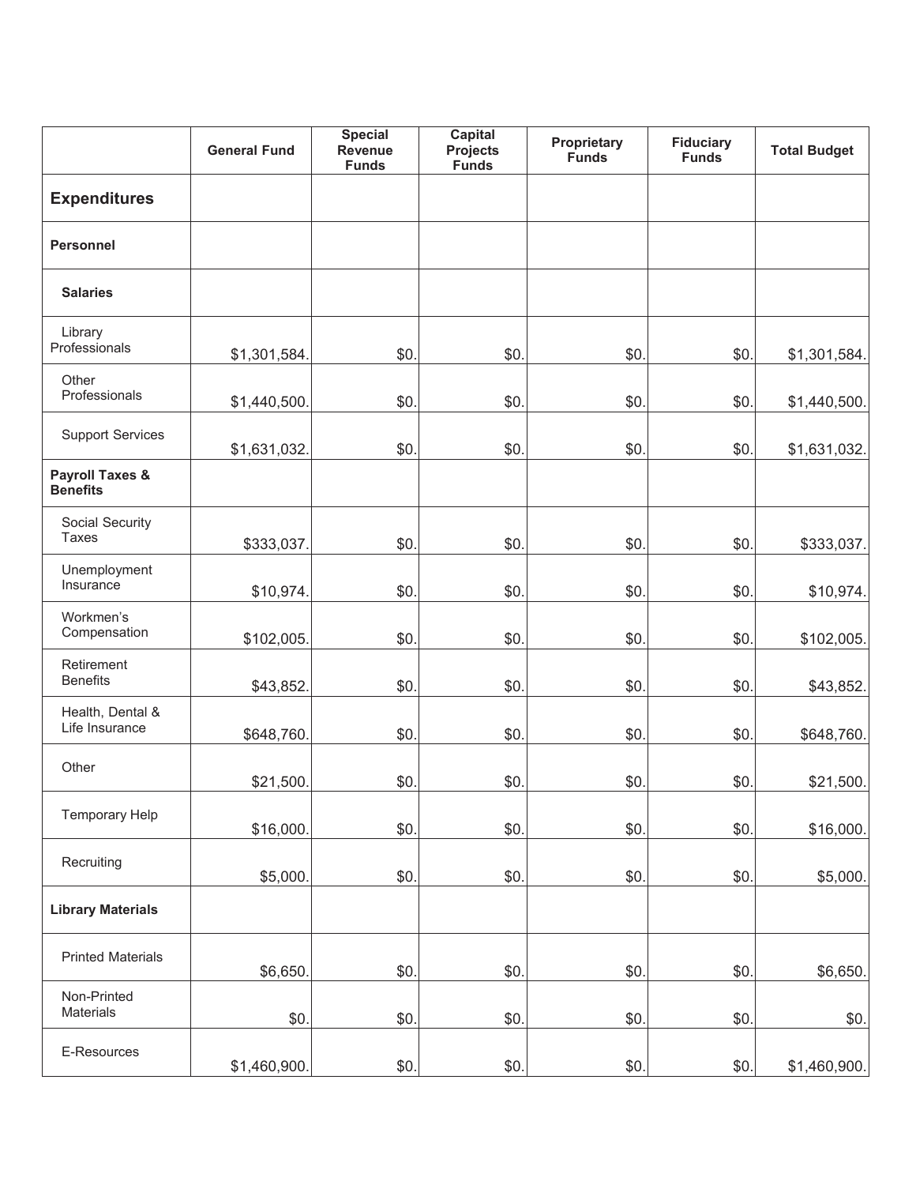| | General Fund | Special Revenue Funds | Capital Projects Funds | Proprietary Funds | Fiduciary Funds | Total Budget |
|---|---|---|---|---|---|---|
| **Expenditures** | | | | | | |
| **Personnel** | | | | | | |
| **Salaries** | | | | | | |
| Library Professionals | $1,301,584. | $0. | $0. | $0. | $0. | $1,301,584. |
| Other Professionals | $1,440,500. | $0. | $0. | $0. | $0. | $1,440,500. |
| Support Services | $1,631,032. | $0. | $0. | $0. | $0. | $1,631,032. |
| **Payroll Taxes & Benefits** | | | | | | |
| Social Security Taxes | $333,037. | $0. | $0. | $0. | $0. | $333,037. |
| Unemployment Insurance | $10,974. | $0. | $0. | $0. | $0. | $10,974. |
| Workmen's Compensation | $102,005. | $0. | $0. | $0. | $0. | $102,005. |
| Retirement Benefits | $43,852. | $0. | $0. | $0. | $0. | $43,852. |
| Health, Dental & Life Insurance | $648,760. | $0. | $0. | $0. | $0. | $648,760. |
| Other | $21,500. | $0. | $0. | $0. | $0. | $21,500. |
| Temporary Help | $16,000. | $0. | $0. | $0. | $0. | $16,000. |
| Recruiting | $5,000. | $0. | $0. | $0. | $0. | $5,000. |
| **Library Materials** | | | | | | |
| Printed Materials | $6,650. | $0. | $0. | $0. | $0. | $6,650. |
| Non-Printed Materials | $0. | $0. | $0. | $0. | $0. | $0. |
| E-Resources | $1,460,900. | $0. | $0. | $0. | $0. | $1,460,900. |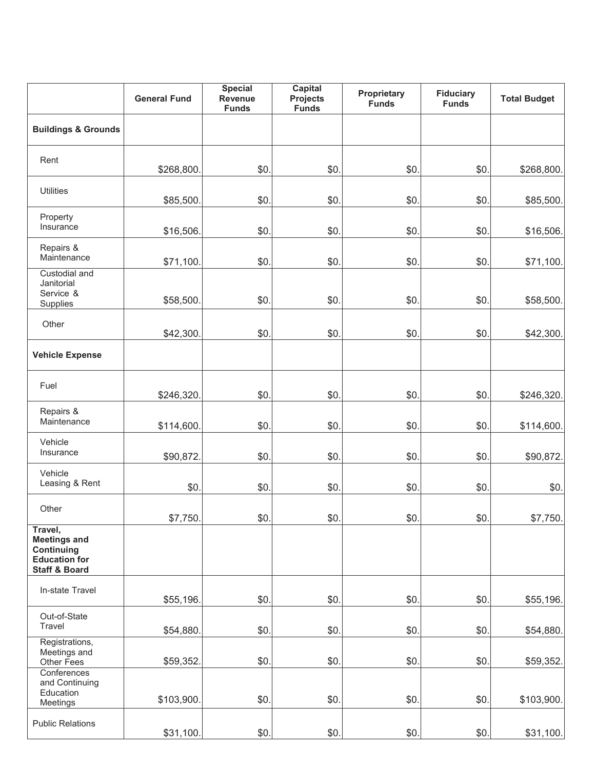| | General Fund | Special Revenue Funds | Capital Projects Funds | Proprietary Funds | Fiduciary Funds | Total Budget |
|---|---|---|---|---|---|---|
| **Buildings & Grounds** | | | | | | |
| Rent | $268,800. | $0. | $0. | $0. | $0. | $268,800. |
| Utilities | $85,500. | $0. | $0. | $0. | $0. | $85,500. |
| Property Insurance | $16,506. | $0. | $0. | $0. | $0. | $16,506. |
| Repairs & Maintenance | $71,100. | $0. | $0. | $0. | $0. | $71,100. |
| Custodial and Janitorial Service & Supplies | $58,500. | $0. | $0. | $0. | $0. | $58,500. |
| Other | $42,300. | $0. | $0. | $0. | $0. | $42,300. |
| **Vehicle Expense** | | | | | | |
| Fuel | $246,320. | $0. | $0. | $0. | $0. | $246,320. |
| Repairs & Maintenance | $114,600. | $0. | $0. | $0. | $0. | $114,600. |
| Vehicle Insurance | $90,872. | $0. | $0. | $0. | $0. | $90,872. |
| Vehicle Leasing & Rent | $0. | $0. | $0. | $0. | $0. | $0. |
| Other | $7,750. | $0. | $0. | $0. | $0. | $7,750. |
| **Travel, Meetings and Continuing Education for Staff & Board** | | | | | | |
| In-state Travel | $55,196. | $0. | $0. | $0. | $0. | $55,196. |
| Out-of-State Travel | $54,880. | $0. | $0. | $0. | $0. | $54,880. |
| Registrations, Meetings and Other Fees | $59,352. | $0. | $0. | $0. | $0. | $59,352. |
| Conferences and Continuing Education Meetings | $103,900. | $0. | $0. | $0. | $0. | $103,900. |
| Public Relations | $31,100. | $0. | $0. | $0. | $0. | $31,100. |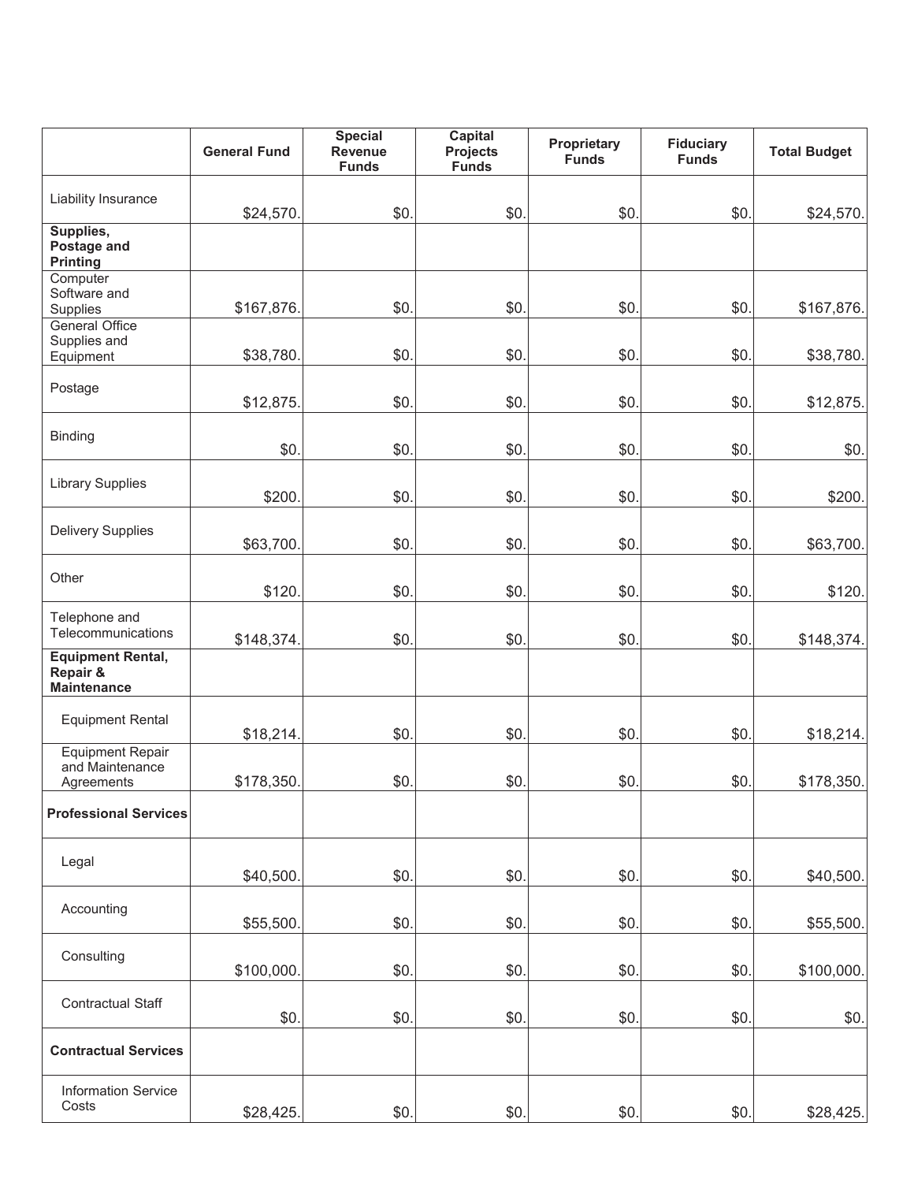| | General Fund | Special Revenue Funds | Capital Projects Funds | Proprietary Funds | Fiduciary Funds | Total Budget |
|---|---|---|---|---|---|---|
| Liability Insurance | $24,570. | $0. | $0. | $0. | $0. | $24,570. |
| **Supplies, Postage and Printing** | | | | | | |
| Computer Software and Supplies | $167,876. | $0. | $0. | $0. | $0. | $167,876. |
| General Office Supplies and Equipment | $38,780. | $0. | $0. | $0. | $0. | $38,780. |
| Postage | $12,875. | $0. | $0. | $0. | $0. | $12,875. |
| Binding | $0. | $0. | $0. | $0. | $0. | $0. |
| Library Supplies | $200. | $0. | $0. | $0. | $0. | $200. |
| Delivery Supplies | $63,700. | $0. | $0. | $0. | $0. | $63,700. |
| Other | $120. | $0. | $0. | $0. | $0. | $120. |
| Telephone and Telecommunications | $148,374. | $0. | $0. | $0. | $0. | $148,374. |
| **Equipment Rental, Repair & Maintenance** | | | | | | |
| Equipment Rental | $18,214. | $0. | $0. | $0. | $0. | $18,214. |
| Equipment Repair and Maintenance Agreements | $178,350. | $0. | $0. | $0. | $0. | $178,350. |
| **Professional Services** | | | | | | |
| Legal | $40,500. | $0. | $0. | $0. | $0. | $40,500. |
| Accounting | $55,500. | $0. | $0. | $0. | $0. | $55,500. |
| Consulting | $100,000. | $0. | $0. | $0. | $0. | $100,000. |
| Contractual Staff | $0. | $0. | $0. | $0. | $0. | $0. |
| **Contractual Services** | | | | | | |
| Information Service Costs | $28,425. | $0. | $0. | $0. | $0. | $28,425. |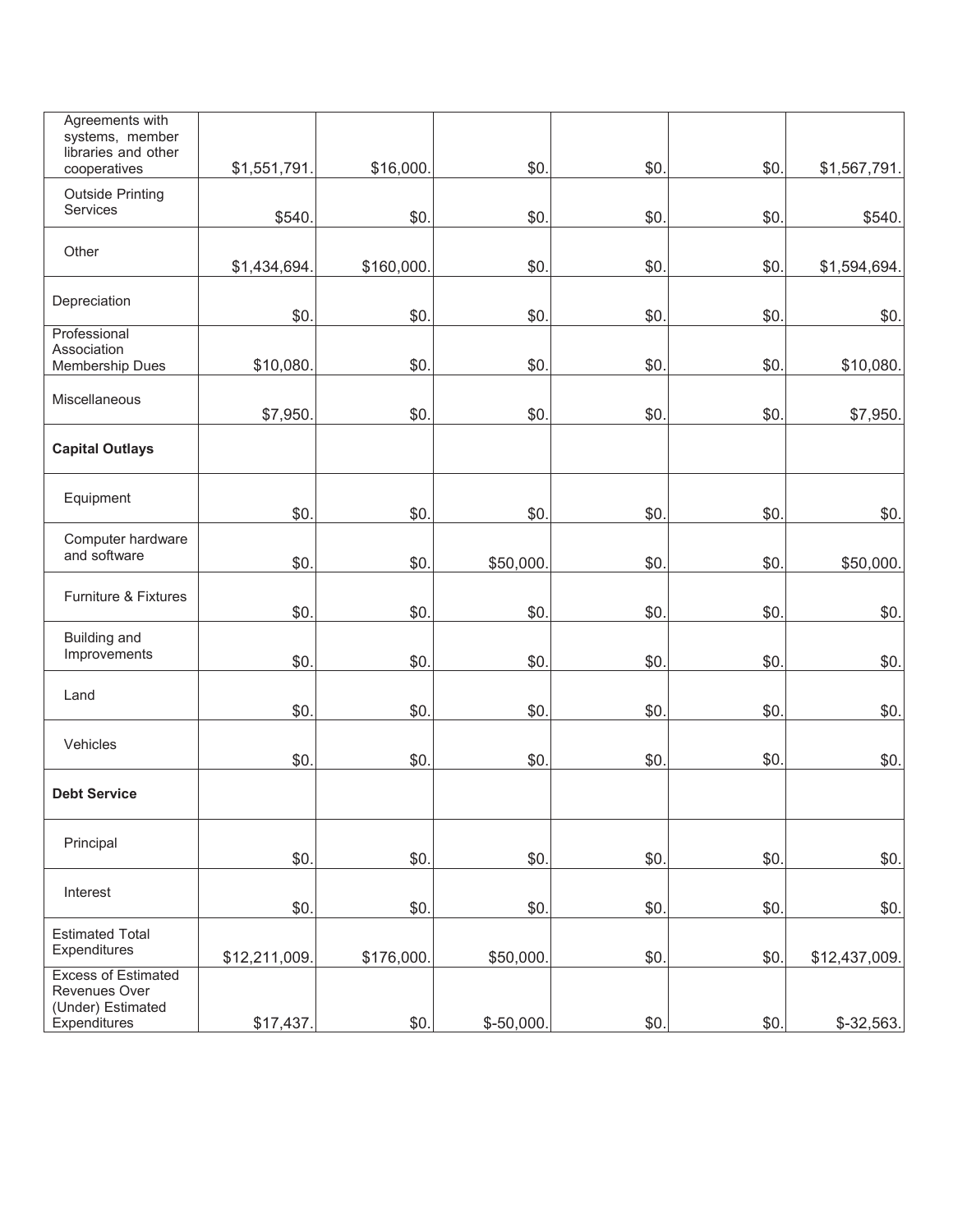| | | | | | | |
|---|---|---|---|---|---|---|
| Agreements with systems, member libraries and other cooperatives | $1,551,791. | $16,000. | $0. | $0. | $0. | $1,567,791. |
| Outside Printing Services | $540. | $0. | $0. | $0. | $0. | $540. |
| Other | $1,434,694. | $160,000. | $0. | $0. | $0. | $1,594,694. |
| Depreciation | $0. | $0. | $0. | $0. | $0. | $0. |
| Professional Association Membership Dues | $10,080. | $0. | $0. | $0. | $0. | $10,080. |
| Miscellaneous | $7,950. | $0. | $0. | $0. | $0. | $7,950. |
| **Capital Outlays** | | | | | | |
| Equipment | $0. | $0. | $0. | $0. | $0. | $0. |
| Computer hardware and software | $0. | $0. | $50,000. | $0. | $0. | $50,000. |
| Furniture & Fixtures | $0. | $0. | $0. | $0. | $0. | $0. |
| Building and Improvements | $0. | $0. | $0. | $0. | $0. | $0. |
| Land | $0. | $0. | $0. | $0. | $0. | $0. |
| Vehicles | $0. | $0. | $0. | $0. | $0. | $0. |
| **Debt Service** | | | | | | |
| Principal | $0. | $0. | $0. | $0. | $0. | $0. |
| Interest | $0. | $0. | $0. | $0. | $0. | $0. |
| Estimated Total Expenditures | $12,211,009. | $176,000. | $50,000. | $0. | $0. | $12,437,009. |
| Excess of Estimated Revenues Over (Under) Estimated Expenditures | $17,437. | $0. | $-50,000. | $0. | $0. | $-32,563. |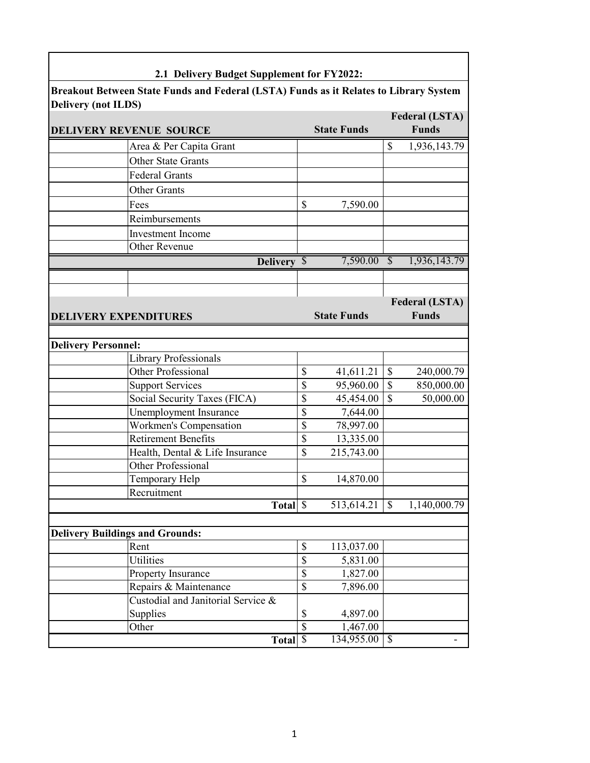### 2.1 Delivery Budget Supplement for FY2022:

**Breakout Between State Funds and Federal (LSTA) Funds as it Relates to Library System Delivery (not ILDS)**

| DELIVERY REVENUE SOURCE | | State Funds | Federal (LSTA) Funds |
|---|---|---|---|
| | Area & Per Capita Grant | | $ 1,936,143.79 |
| | Other State Grants | | |
| | Federal Grants | | |
| | Other Grants | | |
| | Fees | $ 7,590.00 | |
| | Reimbursements | | |
| | Investment Income | | |
| | Other Revenue | | |
| | **Delivery** | $ 7,590.00 | $ 1,936,143.79 |

| DELIVERY EXPENDITURES | | State Funds | Federal (LSTA) Funds |
|---|---|---|---|
| **Delivery Personnel:** | | | |
| | Library Professionals | | |
| | Other Professional | $ 41,611.21 | $ 240,000.79 |
| | Support Services | $ 95,960.00 | $ 850,000.00 |
| | Social Security Taxes (FICA) | $ 45,454.00 | $ 50,000.00 |
| | Unemployment Insurance | $ 7,644.00 | |
| | Workmen's Compensation | $ 78,997.00 | |
| | Retirement Benefits | $ 13,335.00 | |
| | Health, Dental & Life Insurance | $ 215,743.00 | |
| | Other Professional | | |
| | Temporary Help | $ 14,870.00 | |
| | Recruitment | | |
| | **Total** | $ 513,614.21 | $ 1,140,000.79 |
| **Delivery Buildings and Grounds:** | | | |
| | Rent | $ 113,037.00 | |
| | Utilities | $ 5,831.00 | |
| | Property Insurance | $ 1,827.00 | |
| | Repairs & Maintenance | $ 7,896.00 | |
| | Custodial and Janitorial Service & Supplies | $ 4,897.00 | |
| | Other | $ 1,467.00 | |
| | **Total** | $ 134,955.00 | $ - |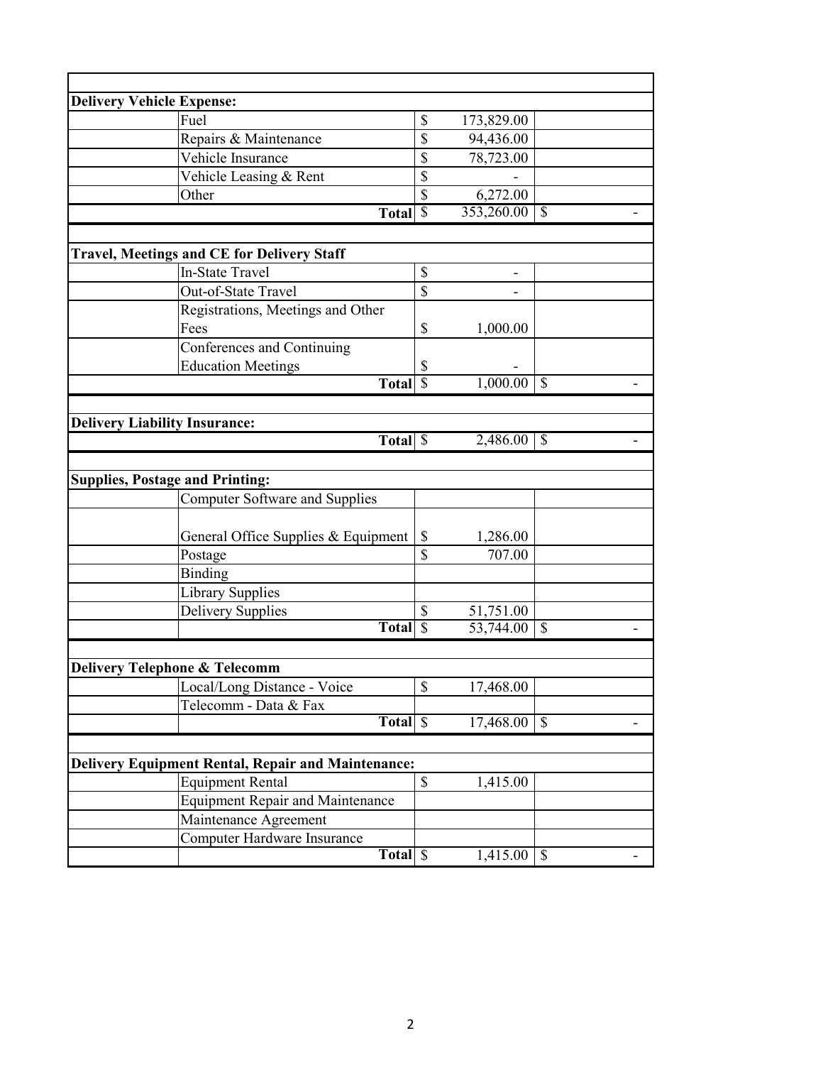| | | | |
|---|---|---|---|
| **Delivery Vehicle Expense:** | | | |
| | Fuel | $ 173,829.00 | |
| | Repairs & Maintenance | $ 94,436.00 | |
| | Vehicle Insurance | $ 78,723.00 | |
| | Vehicle Leasing & Rent | $ - | |
| | Other | $ 6,272.00 | |
| | **Total** | $ 353,260.00 | $ - |
| | | | |
| **Travel, Meetings and CE for Delivery Staff** | | | |
| | In-State Travel | $ - | |
| | Out-of-State Travel | $ - | |
| | Registrations, Meetings and Other Fees | $ 1,000.00 | |
| | Conferences and Continuing Education Meetings | $ - | |
| | **Total** | $ 1,000.00 | $ - |
| | | | |
| **Delivery Liability Insurance:** | | | |
| | **Total** | $ 2,486.00 | $ - |
| | | | |
| **Supplies, Postage and Printing:** | | | |
| | Computer Software and Supplies | | |
| | General Office Supplies & Equipment | $ 1,286.00 | |
| | Postage | $ 707.00 | |
| | Binding | | |
| | Library Supplies | | |
| | Delivery Supplies | $ 51,751.00 | |
| | **Total** | $ 53,744.00 | $ - |
| | | | |
| **Delivery Telephone & Telecomm** | | | |
| | Local/Long Distance - Voice | $ 17,468.00 | |
| | Telecomm - Data & Fax | | |
| | **Total** | $ 17,468.00 | $ - |
| | | | |
| **Delivery Equipment Rental, Repair and Maintenance:** | | | |
| | Equipment Rental | $ 1,415.00 | |
| | Equipment Repair and Maintenance | | |
| | Maintenance Agreement | | |
| | Computer Hardware Insurance | | |
| | **Total** | $ 1,415.00 | $ - |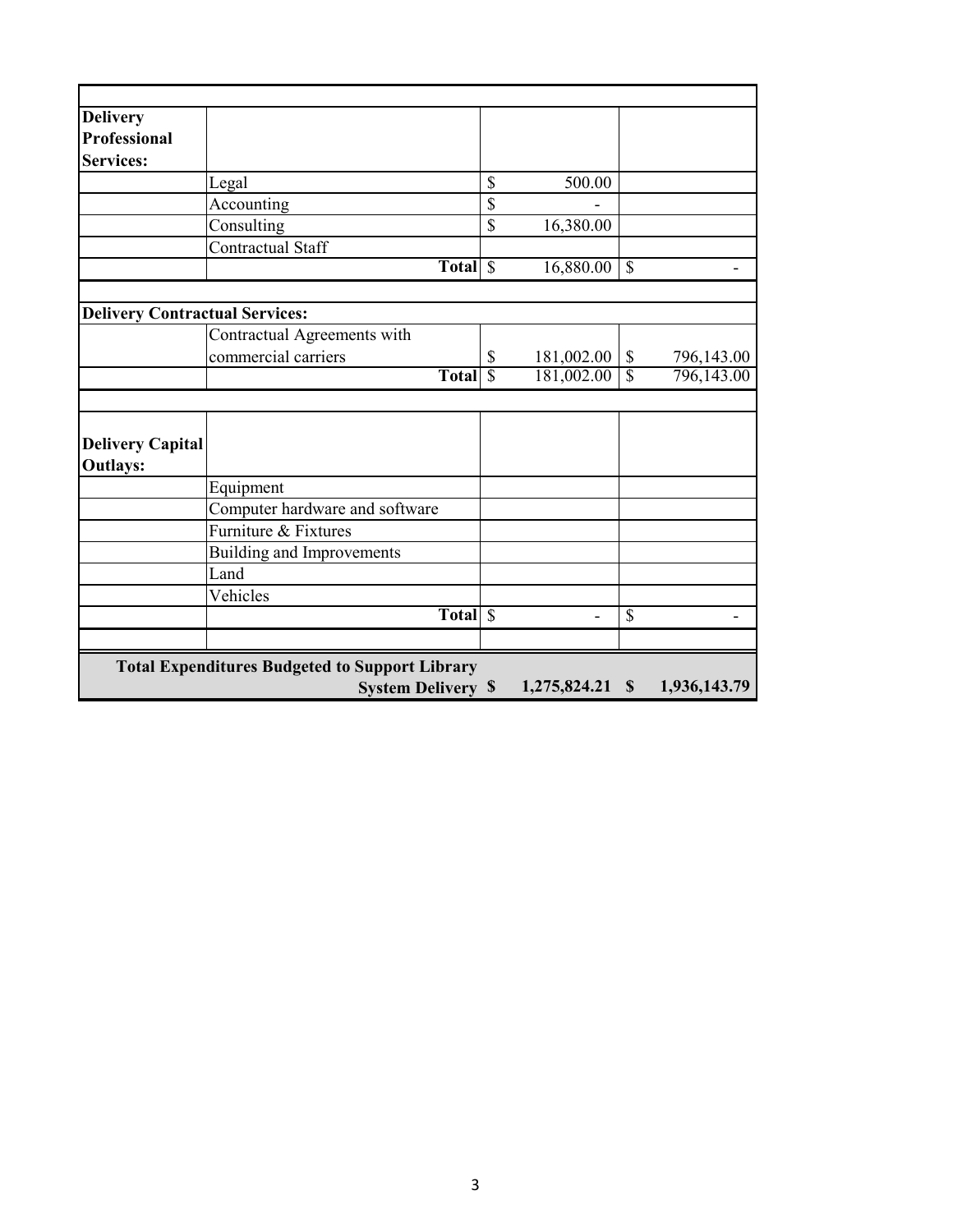| | | | |
|---|---|---|---|
| **Delivery Professional Services:** | | | |
| | Legal | $ 500.00 | |
| | Accounting | $ - | |
| | Consulting | $ 16,380.00 | |
| | Contractual Staff | | |
| | **Total** | $ 16,880.00 | $ - |
| | | | |
| **Delivery Contractual Services:** | | | |
| | Contractual Agreements with commercial carriers | $ 181,002.00 | $ 796,143.00 |
| | **Total** | $ 181,002.00 | $ 796,143.00 |
| | | | |
| **Delivery Capital Outlays:** | | | |
| | Equipment | | |
| | Computer hardware and software | | |
| | Furniture & Fixtures | | |
| | Building and Improvements | | |
| | Land | | |
| | Vehicles | | |
| | **Total** | $ - | $ - |
| | | | |
| **Total Expenditures Budgeted to Support Library System Delivery** | | **$ 1,275,824.21** | **$ 1,936,143.79** |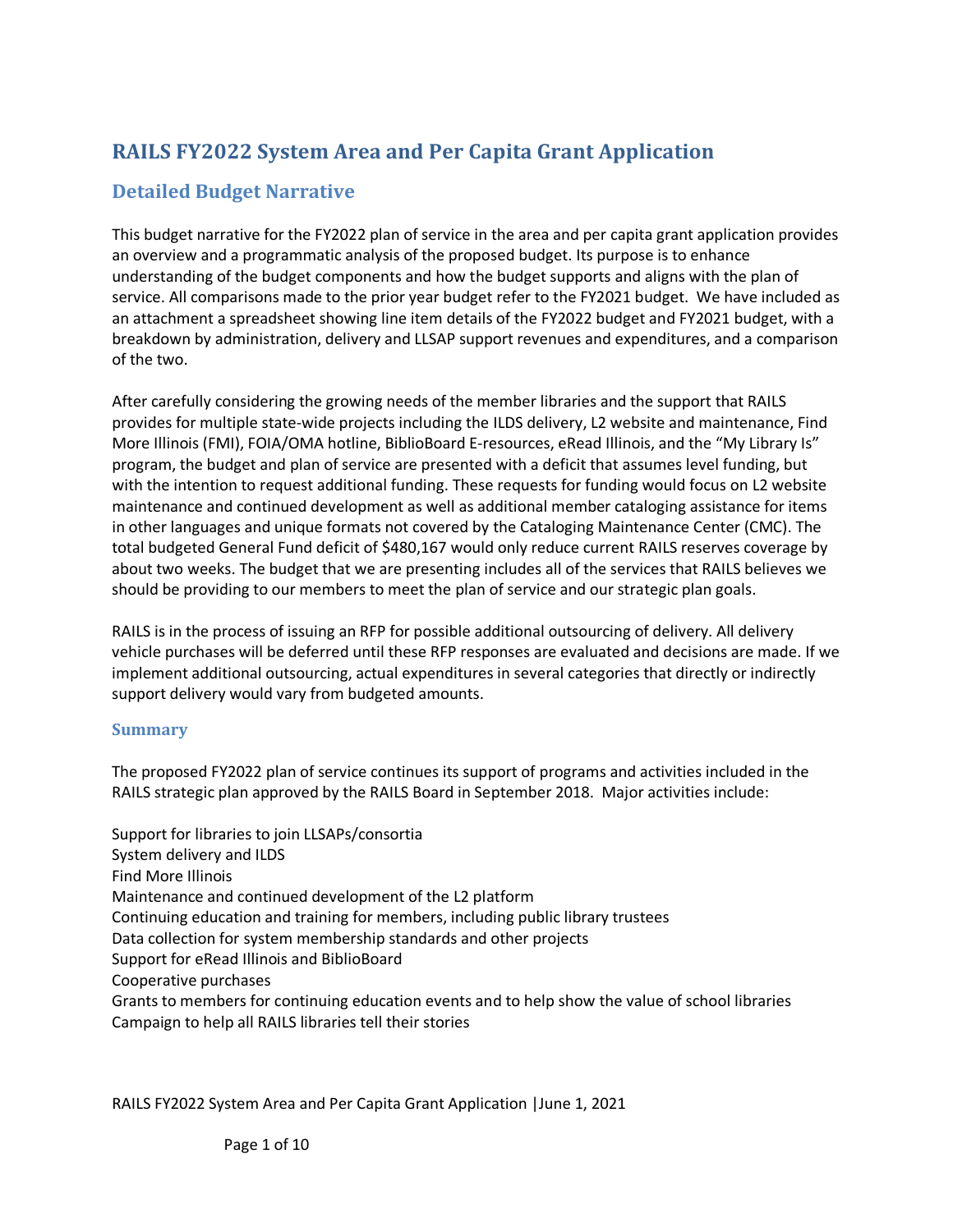# RAILS FY2022 System Area and Per Capita Grant Application

## Detailed Budget Narrative

This budget narrative for the FY2022 plan of service in the area and per capita grant application provides an overview and a programmatic analysis of the proposed budget. Its purpose is to enhance understanding of the budget components and how the budget supports and aligns with the plan of service. All comparisons made to the prior year budget refer to the FY2021 budget. We have included as an attachment a spreadsheet showing line item details of the FY2022 budget and FY2021 budget, with a breakdown by administration, delivery and LLSAP support revenues and expenditures, and a comparison of the two.

After carefully considering the growing needs of the member libraries and the support that RAILS provides for multiple state-wide projects including the ILDS delivery, L2 website and maintenance, Find More Illinois (FMI), FOIA/OMA hotline, BiblioBoard E-resources, eRead Illinois, and the "My Library Is" program, the budget and plan of service are presented with a deficit that assumes level funding, but with the intention to request additional funding. These requests for funding would focus on L2 website maintenance and continued development as well as additional member cataloging assistance for items in other languages and unique formats not covered by the Cataloging Maintenance Center (CMC). The total budgeted General Fund deficit of $480,167 would only reduce current RAILS reserves coverage by about two weeks. The budget that we are presenting includes all of the services that RAILS believes we should be providing to our members to meet the plan of service and our strategic plan goals.

RAILS is in the process of issuing an RFP for possible additional outsourcing of delivery. All delivery vehicle purchases will be deferred until these RFP responses are evaluated and decisions are made. If we implement additional outsourcing, actual expenditures in several categories that directly or indirectly support delivery would vary from budgeted amounts.

### Summary

The proposed FY2022 plan of service continues its support of programs and activities included in the RAILS strategic plan approved by the RAILS Board in September 2018. Major activities include:

Support for libraries to join LLSAPs/consortia
System delivery and ILDS
Find More Illinois
Maintenance and continued development of the L2 platform
Continuing education and training for members, including public library trustees
Data collection for system membership standards and other projects
Support for eRead Illinois and BiblioBoard
Cooperative purchases
Grants to members for continuing education events and to help show the value of school libraries
Campaign to help all RAILS libraries tell their stories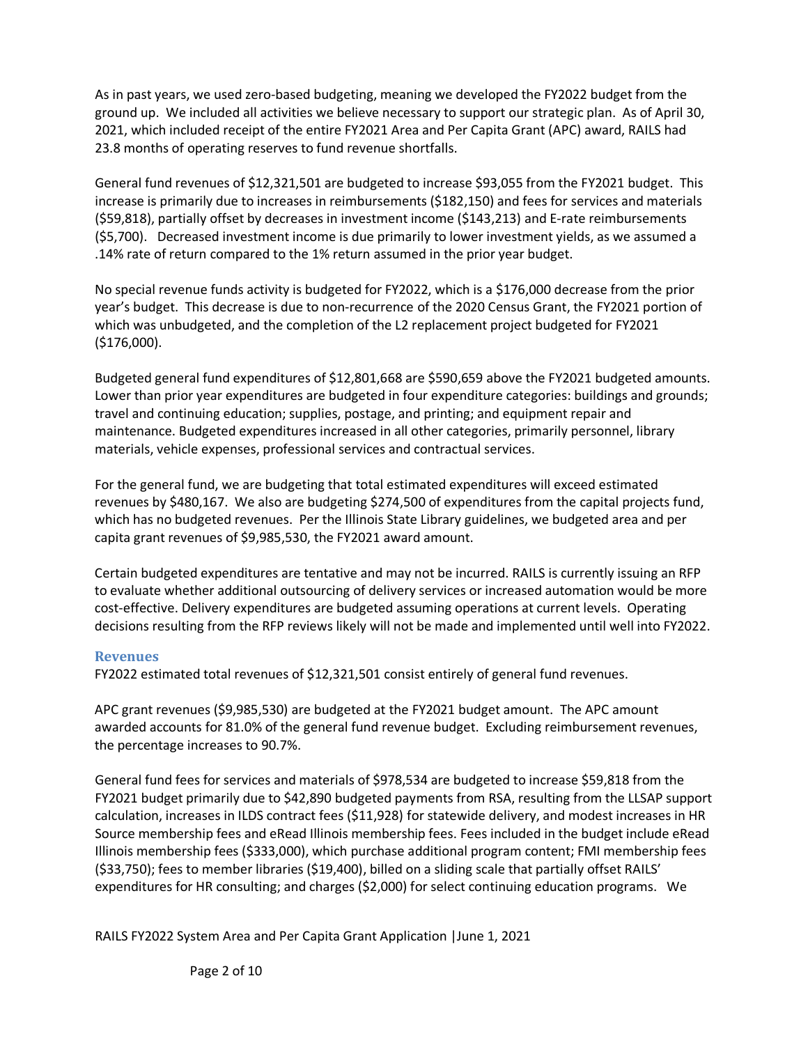As in past years, we used zero-based budgeting, meaning we developed the FY2022 budget from the ground up. We included all activities we believe necessary to support our strategic plan. As of April 30, 2021, which included receipt of the entire FY2021 Area and Per Capita Grant (APC) award, RAILS had 23.8 months of operating reserves to fund revenue shortfalls.

General fund revenues of $12,321,501 are budgeted to increase $93,055 from the FY2021 budget. This increase is primarily due to increases in reimbursements ($182,150) and fees for services and materials ($59,818), partially offset by decreases in investment income ($143,213) and E-rate reimbursements ($5,700). Decreased investment income is due primarily to lower investment yields, as we assumed a .14% rate of return compared to the 1% return assumed in the prior year budget.

No special revenue funds activity is budgeted for FY2022, which is a $176,000 decrease from the prior year's budget. This decrease is due to non-recurrence of the 2020 Census Grant, the FY2021 portion of which was unbudgeted, and the completion of the L2 replacement project budgeted for FY2021 ($176,000).

Budgeted general fund expenditures of $12,801,668 are $590,659 above the FY2021 budgeted amounts. Lower than prior year expenditures are budgeted in four expenditure categories: buildings and grounds; travel and continuing education; supplies, postage, and printing; and equipment repair and maintenance. Budgeted expenditures increased in all other categories, primarily personnel, library materials, vehicle expenses, professional services and contractual services.

For the general fund, we are budgeting that total estimated expenditures will exceed estimated revenues by $480,167. We also are budgeting $274,500 of expenditures from the capital projects fund, which has no budgeted revenues. Per the Illinois State Library guidelines, we budgeted area and per capita grant revenues of $9,985,530, the FY2021 award amount.

Certain budgeted expenditures are tentative and may not be incurred. RAILS is currently issuing an RFP to evaluate whether additional outsourcing of delivery services or increased automation would be more cost-effective. Delivery expenditures are budgeted assuming operations at current levels. Operating decisions resulting from the RFP reviews likely will not be made and implemented until well into FY2022.

## Revenues

FY2022 estimated total revenues of $12,321,501 consist entirely of general fund revenues.

APC grant revenues ($9,985,530) are budgeted at the FY2021 budget amount. The APC amount awarded accounts for 81.0% of the general fund revenue budget. Excluding reimbursement revenues, the percentage increases to 90.7%.

General fund fees for services and materials of $978,534 are budgeted to increase $59,818 from the FY2021 budget primarily due to $42,890 budgeted payments from RSA, resulting from the LLSAP support calculation, increases in ILDS contract fees ($11,928) for statewide delivery, and modest increases in HR Source membership fees and eRead Illinois membership fees. Fees included in the budget include eRead Illinois membership fees ($333,000), which purchase additional program content; FMI membership fees ($33,750); fees to member libraries ($19,400), billed on a sliding scale that partially offset RAILS' expenditures for HR consulting; and charges ($2,000) for select continuing education programs. We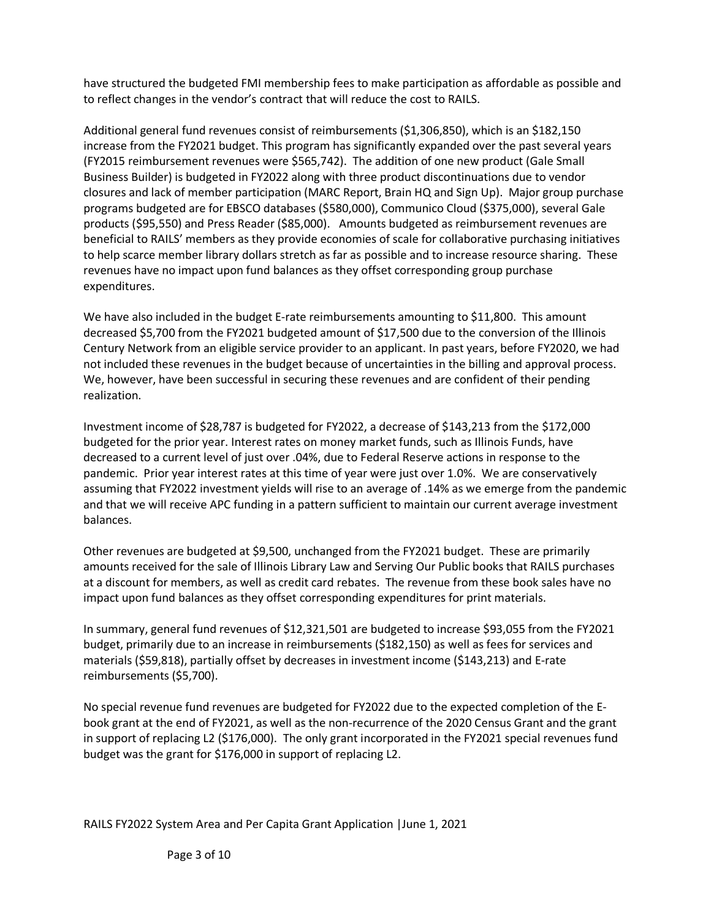have structured the budgeted FMI membership fees to make participation as affordable as possible and to reflect changes in the vendor's contract that will reduce the cost to RAILS.

Additional general fund revenues consist of reimbursements ($1,306,850), which is an $182,150 increase from the FY2021 budget. This program has significantly expanded over the past several years (FY2015 reimbursement revenues were $565,742). The addition of one new product (Gale Small Business Builder) is budgeted in FY2022 along with three product discontinuations due to vendor closures and lack of member participation (MARC Report, Brain HQ and Sign Up). Major group purchase programs budgeted are for EBSCO databases ($580,000), Communico Cloud ($375,000), several Gale products ($95,550) and Press Reader ($85,000). Amounts budgeted as reimbursement revenues are beneficial to RAILS' members as they provide economies of scale for collaborative purchasing initiatives to help scarce member library dollars stretch as far as possible and to increase resource sharing. These revenues have no impact upon fund balances as they offset corresponding group purchase expenditures.

We have also included in the budget E-rate reimbursements amounting to $11,800. This amount decreased $5,700 from the FY2021 budgeted amount of $17,500 due to the conversion of the Illinois Century Network from an eligible service provider to an applicant. In past years, before FY2020, we had not included these revenues in the budget because of uncertainties in the billing and approval process. We, however, have been successful in securing these revenues and are confident of their pending realization.

Investment income of $28,787 is budgeted for FY2022, a decrease of $143,213 from the $172,000 budgeted for the prior year. Interest rates on money market funds, such as Illinois Funds, have decreased to a current level of just over .04%, due to Federal Reserve actions in response to the pandemic. Prior year interest rates at this time of year were just over 1.0%. We are conservatively assuming that FY2022 investment yields will rise to an average of .14% as we emerge from the pandemic and that we will receive APC funding in a pattern sufficient to maintain our current average investment balances.

Other revenues are budgeted at $9,500, unchanged from the FY2021 budget. These are primarily amounts received for the sale of Illinois Library Law and Serving Our Public books that RAILS purchases at a discount for members, as well as credit card rebates. The revenue from these book sales have no impact upon fund balances as they offset corresponding expenditures for print materials.

In summary, general fund revenues of $12,321,501 are budgeted to increase $93,055 from the FY2021 budget, primarily due to an increase in reimbursements ($182,150) as well as fees for services and materials ($59,818), partially offset by decreases in investment income ($143,213) and E-rate reimbursements ($5,700).

No special revenue fund revenues are budgeted for FY2022 due to the expected completion of the E-book grant at the end of FY2021, as well as the non-recurrence of the 2020 Census Grant and the grant in support of replacing L2 ($176,000). The only grant incorporated in the FY2021 special revenues fund budget was the grant for $176,000 in support of replacing L2.

RAILS FY2022 System Area and Per Capita Grant Application |June 1, 2021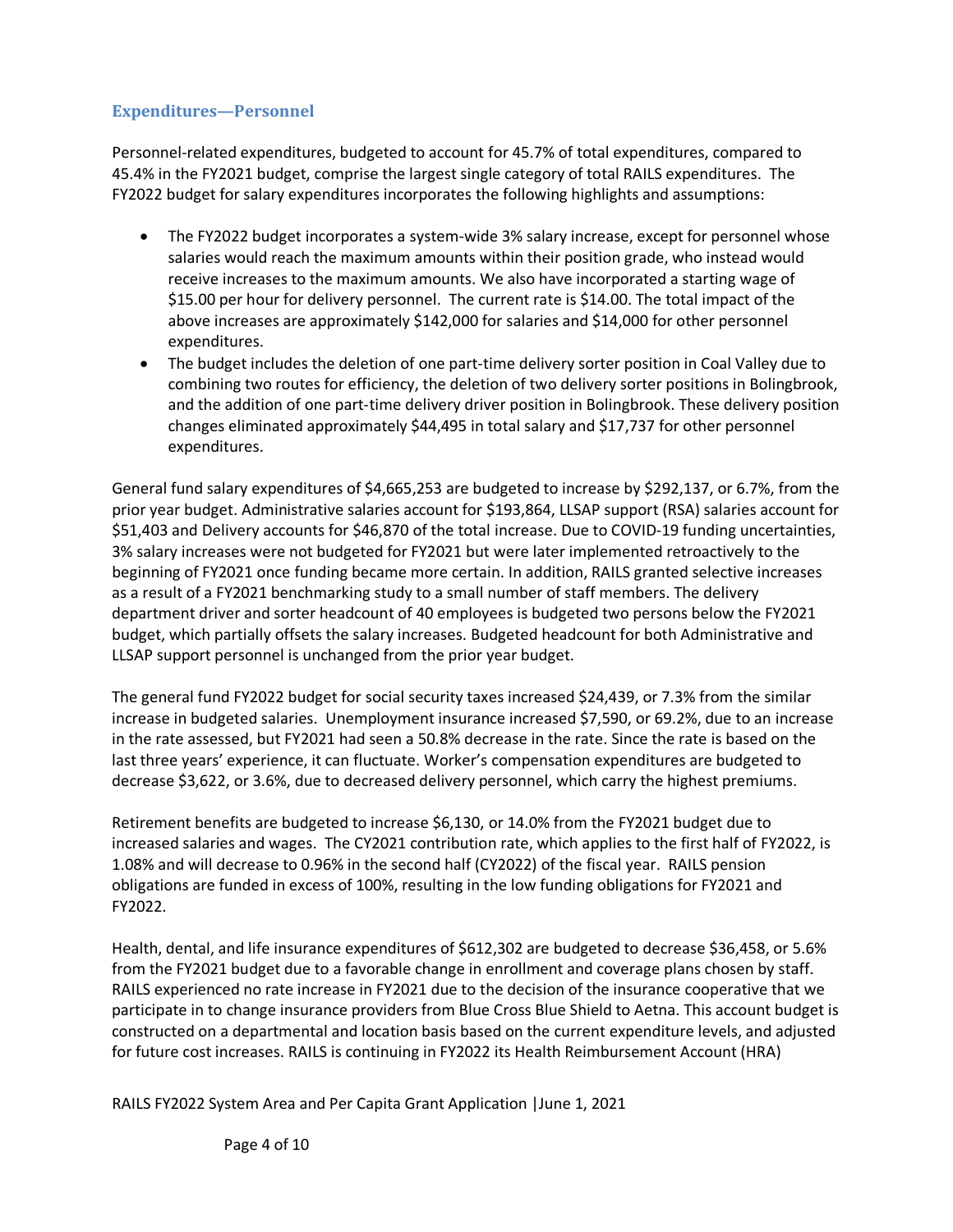## Expenditures—Personnel

Personnel-related expenditures, budgeted to account for 45.7% of total expenditures, compared to 45.4% in the FY2021 budget, comprise the largest single category of total RAILS expenditures. The FY2022 budget for salary expenditures incorporates the following highlights and assumptions:

- The FY2022 budget incorporates a system-wide 3% salary increase, except for personnel whose salaries would reach the maximum amounts within their position grade, who instead would receive increases to the maximum amounts. We also have incorporated a starting wage of $15.00 per hour for delivery personnel. The current rate is $14.00. The total impact of the above increases are approximately $142,000 for salaries and $14,000 for other personnel expenditures.
- The budget includes the deletion of one part-time delivery sorter position in Coal Valley due to combining two routes for efficiency, the deletion of two delivery sorter positions in Bolingbrook, and the addition of one part-time delivery driver position in Bolingbrook. These delivery position changes eliminated approximately $44,495 in total salary and $17,737 for other personnel expenditures.

General fund salary expenditures of $4,665,253 are budgeted to increase by $292,137, or 6.7%, from the prior year budget. Administrative salaries account for $193,864, LLSAP support (RSA) salaries account for $51,403 and Delivery accounts for $46,870 of the total increase. Due to COVID-19 funding uncertainties, 3% salary increases were not budgeted for FY2021 but were later implemented retroactively to the beginning of FY2021 once funding became more certain. In addition, RAILS granted selective increases as a result of a FY2021 benchmarking study to a small number of staff members. The delivery department driver and sorter headcount of 40 employees is budgeted two persons below the FY2021 budget, which partially offsets the salary increases. Budgeted headcount for both Administrative and LLSAP support personnel is unchanged from the prior year budget.

The general fund FY2022 budget for social security taxes increased $24,439, or 7.3% from the similar increase in budgeted salaries. Unemployment insurance increased $7,590, or 69.2%, due to an increase in the rate assessed, but FY2021 had seen a 50.8% decrease in the rate. Since the rate is based on the last three years' experience, it can fluctuate. Worker's compensation expenditures are budgeted to decrease $3,622, or 3.6%, due to decreased delivery personnel, which carry the highest premiums.

Retirement benefits are budgeted to increase $6,130, or 14.0% from the FY2021 budget due to increased salaries and wages. The CY2021 contribution rate, which applies to the first half of FY2022, is 1.08% and will decrease to 0.96% in the second half (CY2022) of the fiscal year. RAILS pension obligations are funded in excess of 100%, resulting in the low funding obligations for FY2021 and FY2022.

Health, dental, and life insurance expenditures of $612,302 are budgeted to decrease $36,458, or 5.6% from the FY2021 budget due to a favorable change in enrollment and coverage plans chosen by staff. RAILS experienced no rate increase in FY2021 due to the decision of the insurance cooperative that we participate in to change insurance providers from Blue Cross Blue Shield to Aetna. This account budget is constructed on a departmental and location basis based on the current expenditure levels, and adjusted for future cost increases. RAILS is continuing in FY2022 its Health Reimbursement Account (HRA)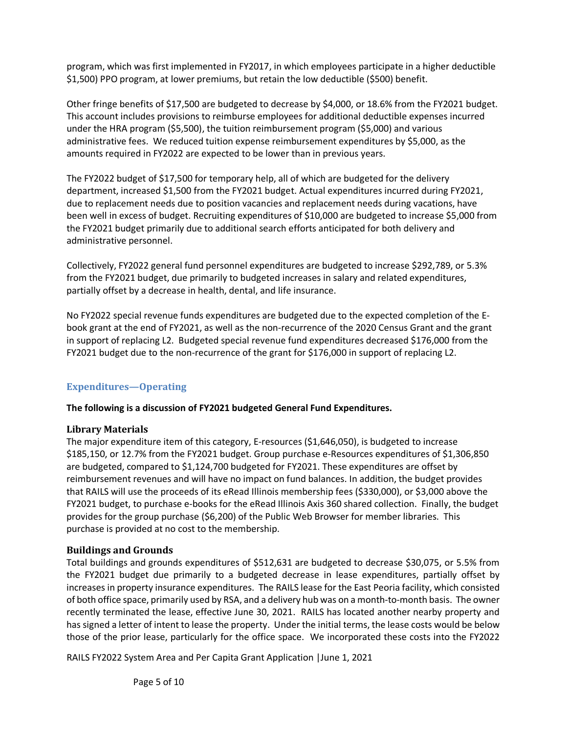program, which was first implemented in FY2017, in which employees participate in a higher deductible $1,500) PPO program, at lower premiums, but retain the low deductible ($500) benefit.

Other fringe benefits of $17,500 are budgeted to decrease by $4,000, or 18.6% from the FY2021 budget. This account includes provisions to reimburse employees for additional deductible expenses incurred under the HRA program ($5,500), the tuition reimbursement program ($5,000) and various administrative fees. We reduced tuition expense reimbursement expenditures by $5,000, as the amounts required in FY2022 are expected to be lower than in previous years.

The FY2022 budget of $17,500 for temporary help, all of which are budgeted for the delivery department, increased $1,500 from the FY2021 budget. Actual expenditures incurred during FY2021, due to replacement needs due to position vacancies and replacement needs during vacations, have been well in excess of budget. Recruiting expenditures of $10,000 are budgeted to increase $5,000 from the FY2021 budget primarily due to additional search efforts anticipated for both delivery and administrative personnel.

Collectively, FY2022 general fund personnel expenditures are budgeted to increase $292,789, or 5.3% from the FY2021 budget, due primarily to budgeted increases in salary and related expenditures, partially offset by a decrease in health, dental, and life insurance.

No FY2022 special revenue funds expenditures are budgeted due to the expected completion of the E-book grant at the end of FY2021, as well as the non-recurrence of the 2020 Census Grant and the grant in support of replacing L2. Budgeted special revenue fund expenditures decreased $176,000 from the FY2021 budget due to the non-recurrence of the grant for $176,000 in support of replacing L2.

## Expenditures—Operating

**The following is a discussion of FY2021 budgeted General Fund Expenditures.**

### Library Materials

The major expenditure item of this category, E-resources ($1,646,050), is budgeted to increase $185,150, or 12.7% from the FY2021 budget. Group purchase e-Resources expenditures of $1,306,850 are budgeted, compared to $1,124,700 budgeted for FY2021. These expenditures are offset by reimbursement revenues and will have no impact on fund balances. In addition, the budget provides that RAILS will use the proceeds of its eRead Illinois membership fees ($330,000), or $3,000 above the FY2021 budget, to purchase e-books for the eRead Illinois Axis 360 shared collection. Finally, the budget provides for the group purchase ($6,200) of the Public Web Browser for member libraries. This purchase is provided at no cost to the membership.

### Buildings and Grounds

Total buildings and grounds expenditures of $512,631 are budgeted to decrease $30,075, or 5.5% from the FY2021 budget due primarily to a budgeted decrease in lease expenditures, partially offset by increases in property insurance expenditures. The RAILS lease for the East Peoria facility, which consisted of both office space, primarily used by RSA, and a delivery hub was on a month-to-month basis. The owner recently terminated the lease, effective June 30, 2021. RAILS has located another nearby property and has signed a letter of intent to lease the property. Under the initial terms, the lease costs would be below those of the prior lease, particularly for the office space. We incorporated these costs into the FY2022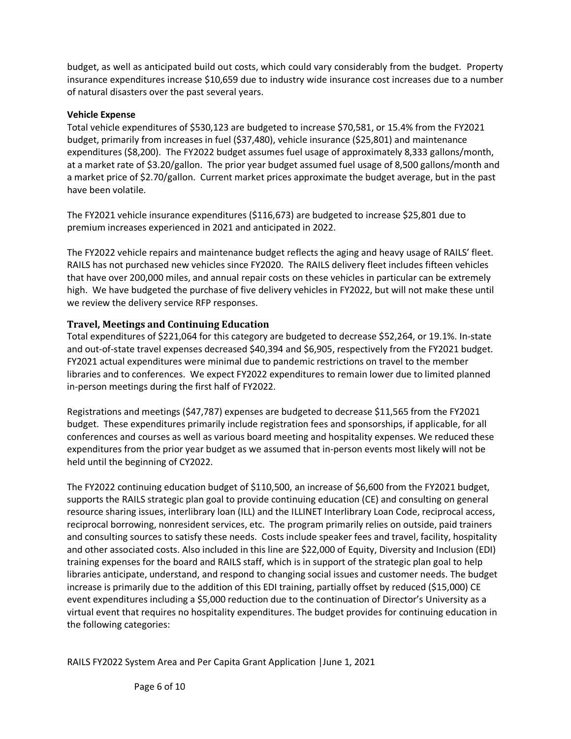budget, as well as anticipated build out costs, which could vary considerably from the budget. Property insurance expenditures increase $10,659 due to industry wide insurance cost increases due to a number of natural disasters over the past several years.

**Vehicle Expense**

Total vehicle expenditures of $530,123 are budgeted to increase $70,581, or 15.4% from the FY2021 budget, primarily from increases in fuel ($37,480), vehicle insurance ($25,801) and maintenance expenditures ($8,200). The FY2022 budget assumes fuel usage of approximately 8,333 gallons/month, at a market rate of $3.20/gallon. The prior year budget assumed fuel usage of 8,500 gallons/month and a market price of $2.70/gallon. Current market prices approximate the budget average, but in the past have been volatile.

The FY2021 vehicle insurance expenditures ($116,673) are budgeted to increase $25,801 due to premium increases experienced in 2021 and anticipated in 2022.

The FY2022 vehicle repairs and maintenance budget reflects the aging and heavy usage of RAILS' fleet. RAILS has not purchased new vehicles since FY2020. The RAILS delivery fleet includes fifteen vehicles that have over 200,000 miles, and annual repair costs on these vehicles in particular can be extremely high. We have budgeted the purchase of five delivery vehicles in FY2022, but will not make these until we review the delivery service RFP responses.

## Travel, Meetings and Continuing Education

Total expenditures of $221,064 for this category are budgeted to decrease $52,264, or 19.1%. In-state and out-of-state travel expenses decreased $40,394 and $6,905, respectively from the FY2021 budget. FY2021 actual expenditures were minimal due to pandemic restrictions on travel to the member libraries and to conferences. We expect FY2022 expenditures to remain lower due to limited planned in-person meetings during the first half of FY2022.

Registrations and meetings ($47,787) expenses are budgeted to decrease $11,565 from the FY2021 budget. These expenditures primarily include registration fees and sponsorships, if applicable, for all conferences and courses as well as various board meeting and hospitality expenses. We reduced these expenditures from the prior year budget as we assumed that in-person events most likely will not be held until the beginning of CY2022.

The FY2022 continuing education budget of $110,500, an increase of $6,600 from the FY2021 budget, supports the RAILS strategic plan goal to provide continuing education (CE) and consulting on general resource sharing issues, interlibrary loan (ILL) and the ILLINET Interlibrary Loan Code, reciprocal access, reciprocal borrowing, nonresident services, etc. The program primarily relies on outside, paid trainers and consulting sources to satisfy these needs. Costs include speaker fees and travel, facility, hospitality and other associated costs. Also included in this line are $22,000 of Equity, Diversity and Inclusion (EDI) training expenses for the board and RAILS staff, which is in support of the strategic plan goal to help libraries anticipate, understand, and respond to changing social issues and customer needs. The budget increase is primarily due to the addition of this EDI training, partially offset by reduced ($15,000) CE event expenditures including a $5,000 reduction due to the continuation of Director's University as a virtual event that requires no hospitality expenditures. The budget provides for continuing education in the following categories: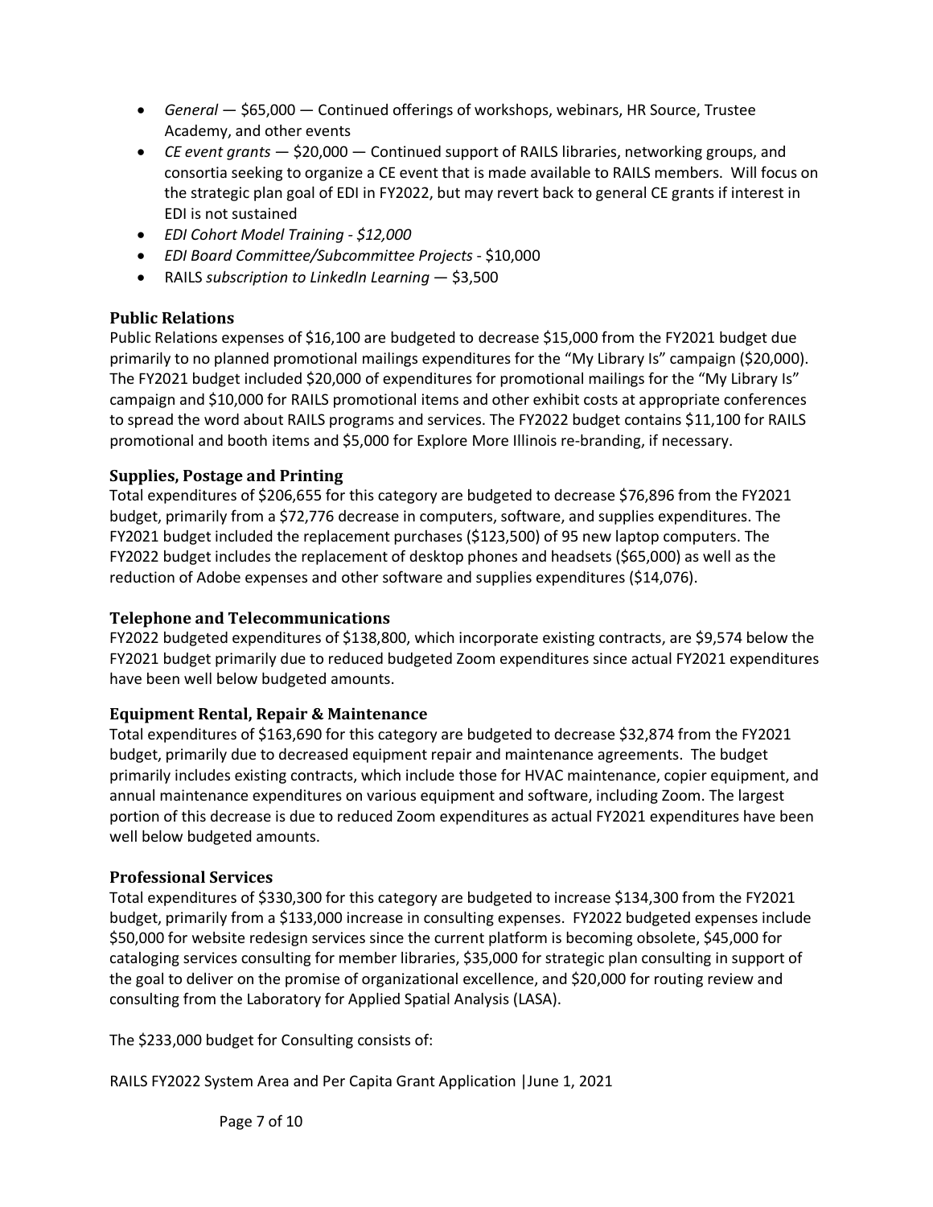- *General* — $65,000 — Continued offerings of workshops, webinars, HR Source, Trustee Academy, and other events
- *CE event grants* — $20,000 — Continued support of RAILS libraries, networking groups, and consortia seeking to organize a CE event that is made available to RAILS members. Will focus on the strategic plan goal of EDI in FY2022, but may revert back to general CE grants if interest in EDI is not sustained
- *EDI Cohort Model Training - $12,000*
- *EDI Board Committee/Subcommittee Projects* - $10,000
- RAILS *subscription to LinkedIn Learning* — $3,500

### Public Relations

Public Relations expenses of $16,100 are budgeted to decrease $15,000 from the FY2021 budget due primarily to no planned promotional mailings expenditures for the “My Library Is” campaign ($20,000). The FY2021 budget included $20,000 of expenditures for promotional mailings for the “My Library Is” campaign and $10,000 for RAILS promotional items and other exhibit costs at appropriate conferences to spread the word about RAILS programs and services. The FY2022 budget contains $11,100 for RAILS promotional and booth items and $5,000 for Explore More Illinois re-branding, if necessary.

### Supplies, Postage and Printing

Total expenditures of $206,655 for this category are budgeted to decrease $76,896 from the FY2021 budget, primarily from a $72,776 decrease in computers, software, and supplies expenditures. The FY2021 budget included the replacement purchases ($123,500) of 95 new laptop computers. The FY2022 budget includes the replacement of desktop phones and headsets ($65,000) as well as the reduction of Adobe expenses and other software and supplies expenditures ($14,076).

### Telephone and Telecommunications

FY2022 budgeted expenditures of $138,800, which incorporate existing contracts, are $9,574 below the FY2021 budget primarily due to reduced budgeted Zoom expenditures since actual FY2021 expenditures have been well below budgeted amounts.

### Equipment Rental, Repair & Maintenance

Total expenditures of $163,690 for this category are budgeted to decrease $32,874 from the FY2021 budget, primarily due to decreased equipment repair and maintenance agreements. The budget primarily includes existing contracts, which include those for HVAC maintenance, copier equipment, and annual maintenance expenditures on various equipment and software, including Zoom. The largest portion of this decrease is due to reduced Zoom expenditures as actual FY2021 expenditures have been well below budgeted amounts.

### Professional Services

Total expenditures of $330,300 for this category are budgeted to increase $134,300 from the FY2021 budget, primarily from a $133,000 increase in consulting expenses. FY2022 budgeted expenses include $50,000 for website redesign services since the current platform is becoming obsolete, $45,000 for cataloging services consulting for member libraries, $35,000 for strategic plan consulting in support of the goal to deliver on the promise of organizational excellence, and $20,000 for routing review and consulting from the Laboratory for Applied Spatial Analysis (LASA).

The $233,000 budget for Consulting consists of: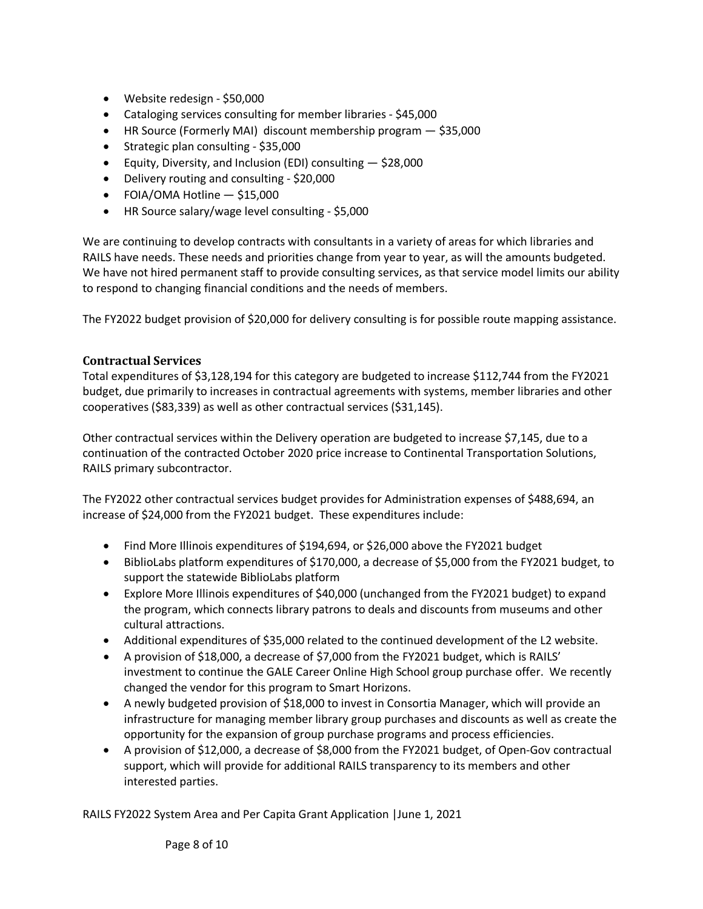- Website redesign - $50,000
- Cataloging services consulting for member libraries - $45,000
- HR Source (Formerly MAI)  discount membership program — $35,000
- Strategic plan consulting - $35,000
- Equity, Diversity, and Inclusion (EDI) consulting — $28,000
- Delivery routing and consulting - $20,000
- FOIA/OMA Hotline — $15,000
- HR Source salary/wage level consulting - $5,000

We are continuing to develop contracts with consultants in a variety of areas for which libraries and RAILS have needs. These needs and priorities change from year to year, as will the amounts budgeted. We have not hired permanent staff to provide consulting services, as that service model limits our ability to respond to changing financial conditions and the needs of members.

The FY2022 budget provision of $20,000 for delivery consulting is for possible route mapping assistance.

### Contractual Services

Total expenditures of $3,128,194 for this category are budgeted to increase $112,744 from the FY2021 budget, due primarily to increases in contractual agreements with systems, member libraries and other cooperatives ($83,339) as well as other contractual services ($31,145).

Other contractual services within the Delivery operation are budgeted to increase $7,145, due to a continuation of the contracted October 2020 price increase to Continental Transportation Solutions, RAILS primary subcontractor.

The FY2022 other contractual services budget provides for Administration expenses of $488,694, an increase of $24,000 from the FY2021 budget.  These expenditures include:

- Find More Illinois expenditures of $194,694, or $26,000 above the FY2021 budget
- BiblioLabs platform expenditures of $170,000, a decrease of $5,000 from the FY2021 budget, to support the statewide BiblioLabs platform
- Explore More Illinois expenditures of $40,000 (unchanged from the FY2021 budget) to expand the program, which connects library patrons to deals and discounts from museums and other cultural attractions.
- Additional expenditures of $35,000 related to the continued development of the L2 website.
- A provision of $18,000, a decrease of $7,000 from the FY2021 budget, which is RAILS' investment to continue the GALE Career Online High School group purchase offer.  We recently changed the vendor for this program to Smart Horizons.
- A newly budgeted provision of $18,000 to invest in Consortia Manager, which will provide an infrastructure for managing member library group purchases and discounts as well as create the opportunity for the expansion of group purchase programs and process efficiencies.
- A provision of $12,000, a decrease of $8,000 from the FY2021 budget, of Open-Gov contractual support, which will provide for additional RAILS transparency to its members and other interested parties.

RAILS FY2022 System Area and Per Capita Grant Application |June 1, 2021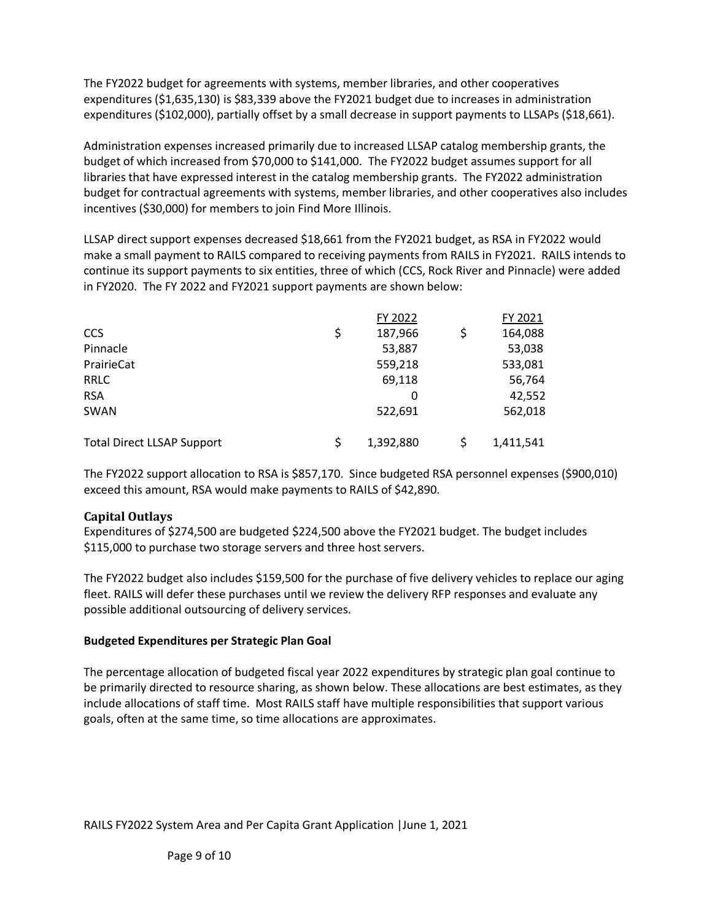The FY2022 budget for agreements with systems, member libraries, and other cooperatives expenditures ($1,635,130) is $83,339 above the FY2021 budget due to increases in administration expenditures ($102,000), partially offset by a small decrease in support payments to LLSAPs ($18,661).

Administration expenses increased primarily due to increased LLSAP catalog membership grants, the budget of which increased from $70,000 to $141,000. The FY2022 budget assumes support for all libraries that have expressed interest in the catalog membership grants. The FY2022 administration budget for contractual agreements with systems, member libraries, and other cooperatives also includes incentives ($30,000) for members to join Find More Illinois.

LLSAP direct support expenses decreased $18,661 from the FY2021 budget, as RSA in FY2022 would make a small payment to RAILS compared to receiving payments from RAILS in FY2021. RAILS intends to continue its support payments to six entities, three of which (CCS, Rock River and Pinnacle) were added in FY2020. The FY 2022 and FY2021 support payments are shown below:

| | FY 2022 | FY 2021 |
|---|---|---|
| CCS | $ 187,966 | $ 164,088 |
| Pinnacle | 53,887 | 53,038 |
| PrairieCat | 559,218 | 533,081 |
| RRLC | 69,118 | 56,764 |
| RSA | 0 | 42,552 |
| SWAN | 522,691 | 562,018 |
| Total Direct LLSAP Support | $ 1,392,880 | $ 1,411,541 |

The FY2022 support allocation to RSA is $857,170. Since budgeted RSA personnel expenses ($900,010) exceed this amount, RSA would make payments to RAILS of $42,890.

### Capital Outlays

Expenditures of $274,500 are budgeted $224,500 above the FY2021 budget. The budget includes $115,000 to purchase two storage servers and three host servers.

The FY2022 budget also includes $159,500 for the purchase of five delivery vehicles to replace our aging fleet. RAILS will defer these purchases until we review the delivery RFP responses and evaluate any possible additional outsourcing of delivery services.

**Budgeted Expenditures per Strategic Plan Goal**

The percentage allocation of budgeted fiscal year 2022 expenditures by strategic plan goal continue to be primarily directed to resource sharing, as shown below. These allocations are best estimates, as they include allocations of staff time. Most RAILS staff have multiple responsibilities that support various goals, often at the same time, so time allocations are approximates.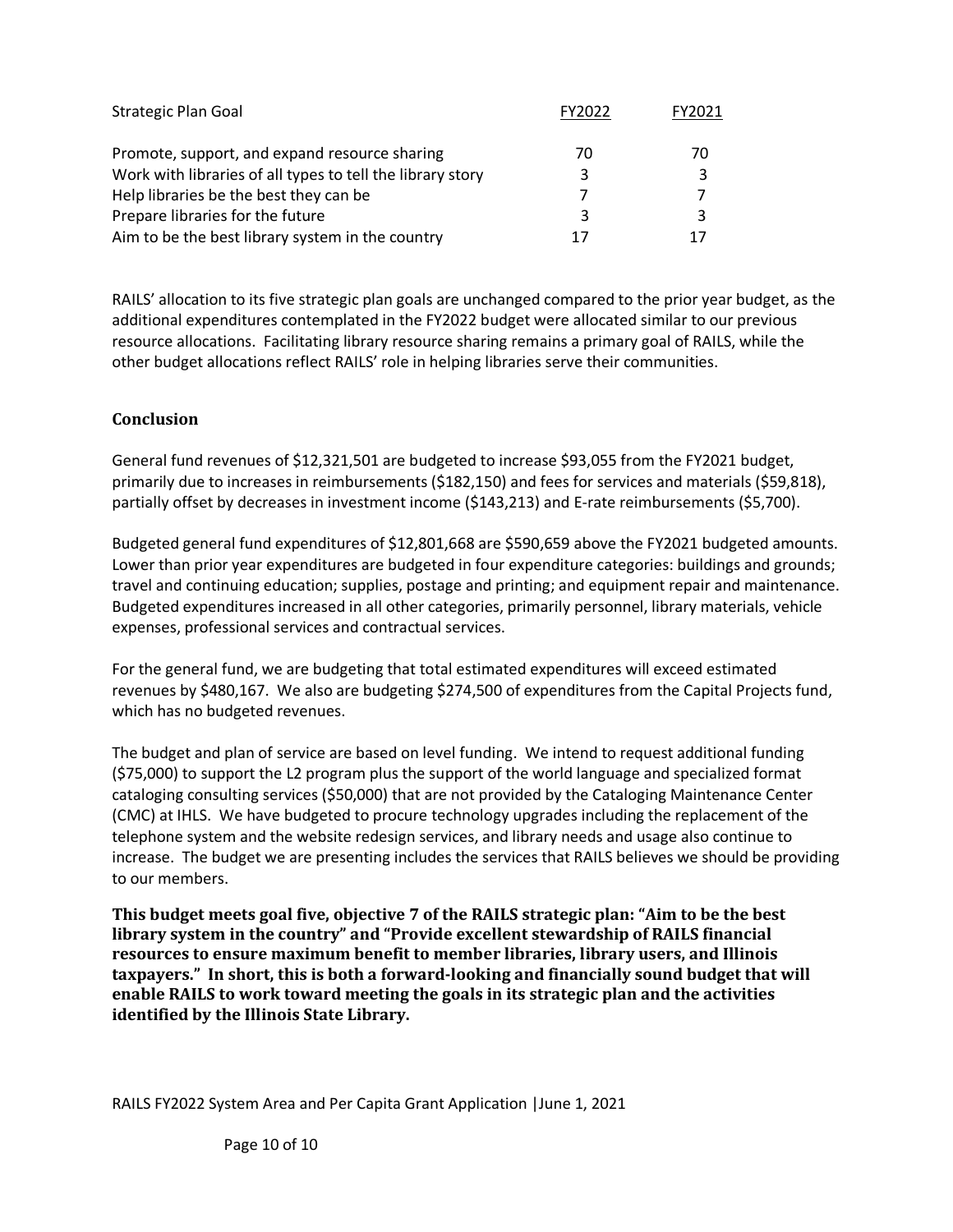| Strategic Plan Goal | FY2022 | FY2021 |
|---|---|---|
| Promote, support, and expand resource sharing | 70 | 70 |
| Work with libraries of all types to tell the library story | 3 | 3 |
| Help libraries be the best they can be | 7 | 7 |
| Prepare libraries for the future | 3 | 3 |
| Aim to be the best library system in the country | 17 | 17 |

RAILS' allocation to its five strategic plan goals are unchanged compared to the prior year budget, as the additional expenditures contemplated in the FY2022 budget were allocated similar to our previous resource allocations. Facilitating library resource sharing remains a primary goal of RAILS, while the other budget allocations reflect RAILS' role in helping libraries serve their communities.

### Conclusion

General fund revenues of $12,321,501 are budgeted to increase $93,055 from the FY2021 budget, primarily due to increases in reimbursements ($182,150) and fees for services and materials ($59,818), partially offset by decreases in investment income ($143,213) and E-rate reimbursements ($5,700).

Budgeted general fund expenditures of $12,801,668 are $590,659 above the FY2021 budgeted amounts. Lower than prior year expenditures are budgeted in four expenditure categories: buildings and grounds; travel and continuing education; supplies, postage and printing; and equipment repair and maintenance. Budgeted expenditures increased in all other categories, primarily personnel, library materials, vehicle expenses, professional services and contractual services.

For the general fund, we are budgeting that total estimated expenditures will exceed estimated revenues by $480,167. We also are budgeting $274,500 of expenditures from the Capital Projects fund, which has no budgeted revenues.

The budget and plan of service are based on level funding. We intend to request additional funding ($75,000) to support the L2 program plus the support of the world language and specialized format cataloging consulting services ($50,000) that are not provided by the Cataloging Maintenance Center (CMC) at IHLS. We have budgeted to procure technology upgrades including the replacement of the telephone system and the website redesign services, and library needs and usage also continue to increase. The budget we are presenting includes the services that RAILS believes we should be providing to our members.

**This budget meets goal five, objective 7 of the RAILS strategic plan: "Aim to be the best library system in the country" and "Provide excellent stewardship of RAILS financial resources to ensure maximum benefit to member libraries, library users, and Illinois taxpayers." In short, this is both a forward-looking and financially sound budget that will enable RAILS to work toward meeting the goals in its strategic plan and the activities identified by the Illinois State Library.**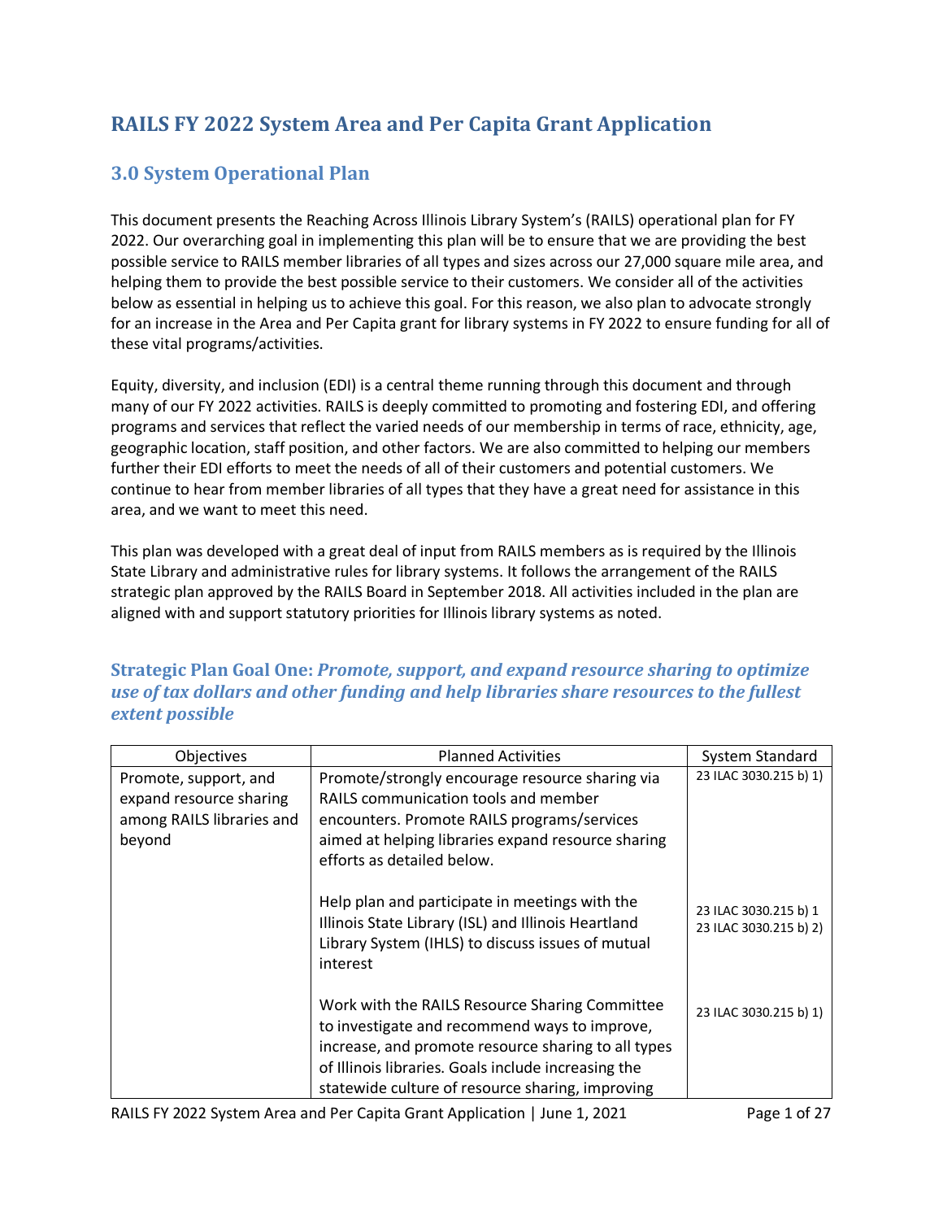# RAILS FY 2022 System Area and Per Capita Grant Application

## 3.0 System Operational Plan

This document presents the Reaching Across Illinois Library System's (RAILS) operational plan for FY 2022. Our overarching goal in implementing this plan will be to ensure that we are providing the best possible service to RAILS member libraries of all types and sizes across our 27,000 square mile area, and helping them to provide the best possible service to their customers. We consider all of the activities below as essential in helping us to achieve this goal. For this reason, we also plan to advocate strongly for an increase in the Area and Per Capita grant for library systems in FY 2022 to ensure funding for all of these vital programs/activities.

Equity, diversity, and inclusion (EDI) is a central theme running through this document and through many of our FY 2022 activities. RAILS is deeply committed to promoting and fostering EDI, and offering programs and services that reflect the varied needs of our membership in terms of race, ethnicity, age, geographic location, staff position, and other factors. We are also committed to helping our members further their EDI efforts to meet the needs of all of their customers and potential customers. We continue to hear from member libraries of all types that they have a great need for assistance in this area, and we want to meet this need.

This plan was developed with a great deal of input from RAILS members as is required by the Illinois State Library and administrative rules for library systems. It follows the arrangement of the RAILS strategic plan approved by the RAILS Board in September 2018. All activities included in the plan are aligned with and support statutory priorities for Illinois library systems as noted.

### Strategic Plan Goal One: *Promote, support, and expand resource sharing to optimize use of tax dollars and other funding and help libraries share resources to the fullest extent possible*

| Objectives | Planned Activities | System Standard |
|---|---|---|
| Promote, support, and expand resource sharing among RAILS libraries and beyond | Promote/strongly encourage resource sharing via RAILS communication tools and member encounters. Promote RAILS programs/services aimed at helping libraries expand resource sharing efforts as detailed below. | 23 ILAC 3030.215 b) 1) |
| | Help plan and participate in meetings with the Illinois State Library (ISL) and Illinois Heartland Library System (IHLS) to discuss issues of mutual interest | 23 ILAC 3030.215 b) 1<br>23 ILAC 3030.215 b) 2) |
| | Work with the RAILS Resource Sharing Committee to investigate and recommend ways to improve, increase, and promote resource sharing to all types of Illinois libraries. Goals include increasing the statewide culture of resource sharing, improving | 23 ILAC 3030.215 b) 1) |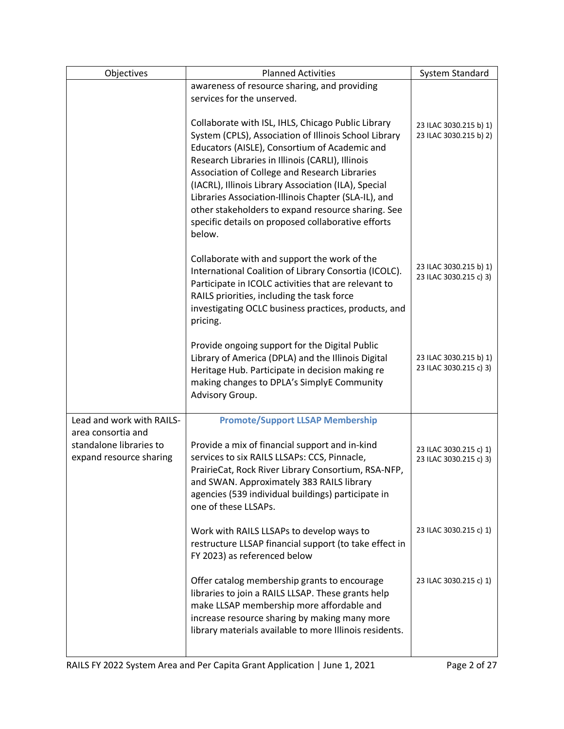| Objectives | Planned Activities | System Standard |
|---|---|---|
| | awareness of resource sharing, and providing services for the unserved. | |
| | Collaborate with ISL, IHLS, Chicago Public Library System (CPLS), Association of Illinois School Library Educators (AISLE), Consortium of Academic and Research Libraries in Illinois (CARLI), Illinois Association of College and Research Libraries (IACRL), Illinois Library Association (ILA), Special Libraries Association-Illinois Chapter (SLA-IL), and other stakeholders to expand resource sharing. See specific details on proposed collaborative efforts below. | 23 ILAC 3030.215 b) 1)<br>23 ILAC 3030.215 b) 2) |
| | Collaborate with and support the work of the International Coalition of Library Consortia (ICOLC). Participate in ICOLC activities that are relevant to RAILS priorities, including the task force investigating OCLC business practices, products, and pricing. | 23 ILAC 3030.215 b) 1)<br>23 ILAC 3030.215 c) 3) |
| | Provide ongoing support for the Digital Public Library of America (DPLA) and the Illinois Digital Heritage Hub. Participate in decision making re making changes to DPLA's SimplyE Community Advisory Group. | 23 ILAC 3030.215 b) 1)<br>23 ILAC 3030.215 c) 3) |
| Lead and work with RAILS-area consortia and standalone libraries to expand resource sharing | **Promote/Support LLSAP Membership** | |
| | Provide a mix of financial support and in-kind services to six RAILS LLSAPs: CCS, Pinnacle, PrairieCat, Rock River Library Consortium, RSA-NFP, and SWAN. Approximately 383 RAILS library agencies (539 individual buildings) participate in one of these LLSAPs. | 23 ILAC 3030.215 c) 1)<br>23 ILAC 3030.215 c) 3) |
| | Work with RAILS LLSAPs to develop ways to restructure LLSAP financial support (to take effect in FY 2023) as referenced below | 23 ILAC 3030.215 c) 1) |
| | Offer catalog membership grants to encourage libraries to join a RAILS LLSAP. These grants help make LLSAP membership more affordable and increase resource sharing by making many more library materials available to more Illinois residents. | 23 ILAC 3030.215 c) 1) |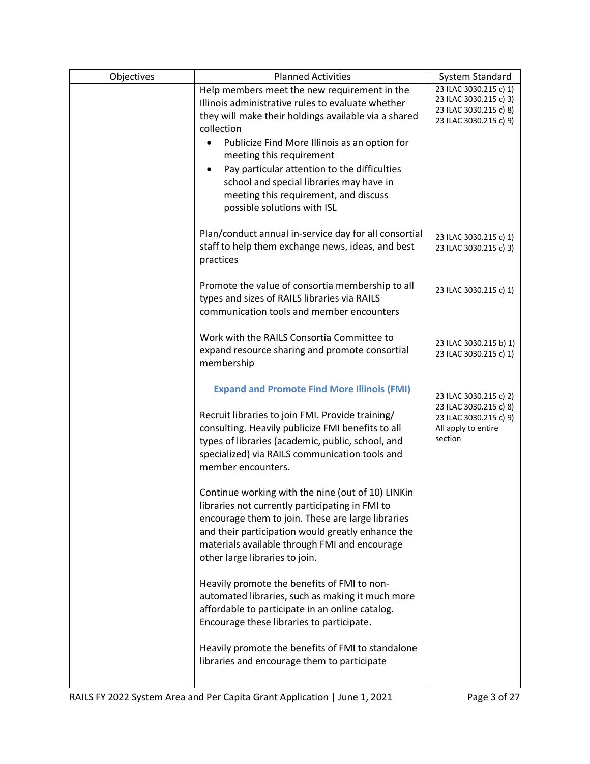| Objectives | Planned Activities | System Standard |
|---|---|---|
| | Help members meet the new requirement in the Illinois administrative rules to evaluate whether they will make their holdings available via a shared collection<br>• Publicize Find More Illinois as an option for meeting this requirement<br>• Pay particular attention to the difficulties school and special libraries may have in meeting this requirement, and discuss possible solutions with ISL | 23 ILAC 3030.215 c) 1)<br>23 ILAC 3030.215 c) 3)<br>23 ILAC 3030.215 c) 8)<br>23 ILAC 3030.215 c) 9) |
| | Plan/conduct annual in-service day for all consortial staff to help them exchange news, ideas, and best practices | 23 ILAC 3030.215 c) 1)<br>23 ILAC 3030.215 c) 3) |
| | Promote the value of consortia membership to all types and sizes of RAILS libraries via RAILS communication tools and member encounters | 23 ILAC 3030.215 c) 1) |
| | Work with the RAILS Consortia Committee to expand resource sharing and promote consortial membership | 23 ILAC 3030.215 b) 1)<br>23 ILAC 3030.215 c) 1) |
| | **Expand and Promote Find More Illinois (FMI)**<br><br>Recruit libraries to join FMI. Provide training/ consulting. Heavily publicize FMI benefits to all types of libraries (academic, public, school, and specialized) via RAILS communication tools and member encounters.<br><br>Continue working with the nine (out of 10) LINKin libraries not currently participating in FMI to encourage them to join. These are large libraries and their participation would greatly enhance the materials available through FMI and encourage other large libraries to join.<br><br>Heavily promote the benefits of FMI to non-automated libraries, such as making it much more affordable to participate in an online catalog. Encourage these libraries to participate.<br><br>Heavily promote the benefits of FMI to standalone libraries and encourage them to participate | 23 ILAC 3030.215 c) 2)<br>23 ILAC 3030.215 c) 8)<br>23 ILAC 3030.215 c) 9)<br>All apply to entire section |

RAILS FY 2022 System Area and Per Capita Grant Application | June 1, 2021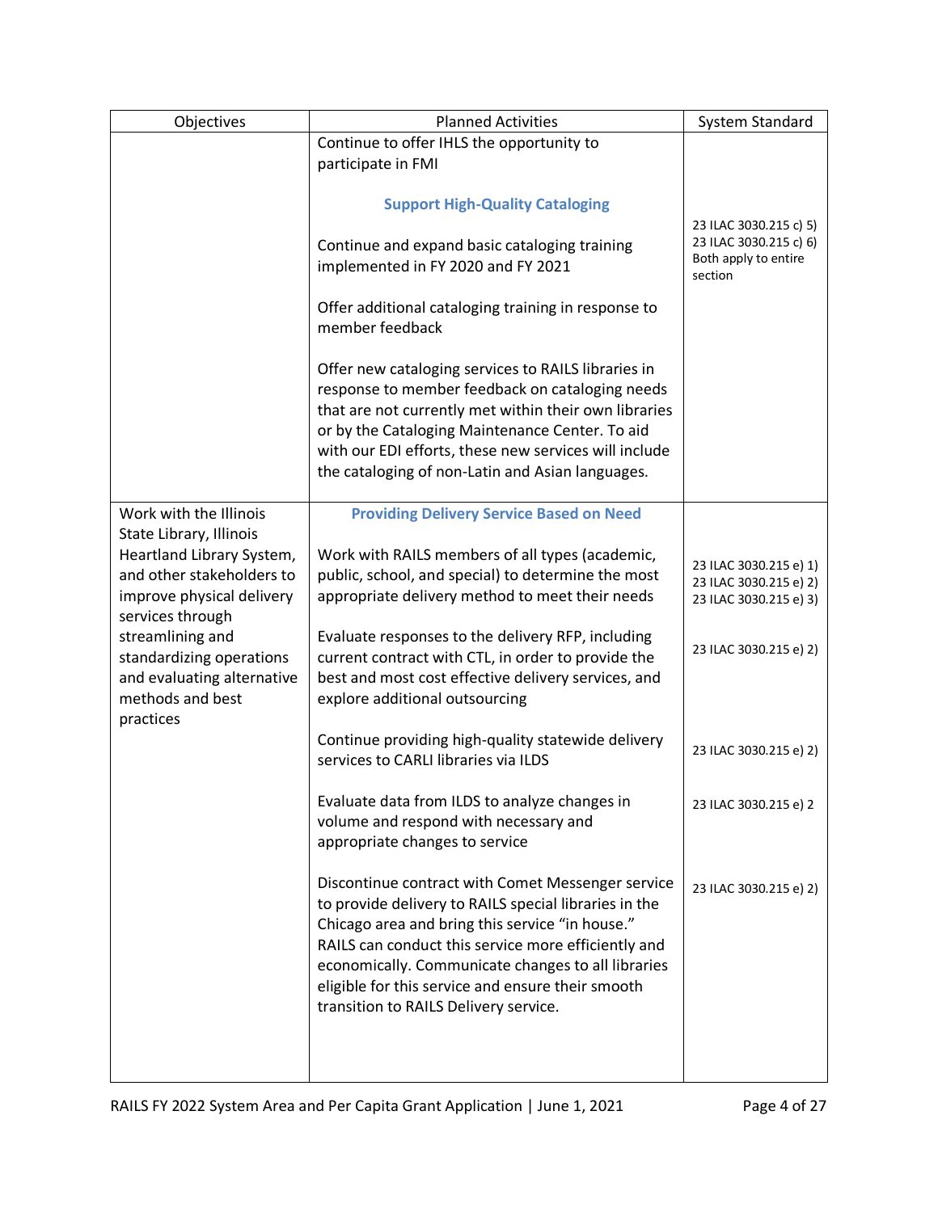| Objectives | Planned Activities | System Standard |
| --- | --- | --- |
| | Continue to offer IHLS the opportunity to participate in FMI | |
| | **Support High-Quality Cataloging** | 23 ILAC 3030.215 c) 5)<br>23 ILAC 3030.215 c) 6)<br>Both apply to entire section |
| | Continue and expand basic cataloging training implemented in FY 2020 and FY 2021 | |
| | Offer additional cataloging training in response to member feedback | |
| | Offer new cataloging services to RAILS libraries in response to member feedback on cataloging needs that are not currently met within their own libraries or by the Cataloging Maintenance Center. To aid with our EDI efforts, these new services will include the cataloging of non-Latin and Asian languages. | |
| Work with the Illinois State Library, Illinois Heartland Library System, and other stakeholders to improve physical delivery services through streamlining and standardizing operations and evaluating alternative methods and best practices | **Providing Delivery Service Based on Need** | |
| | Work with RAILS members of all types (academic, public, school, and special) to determine the most appropriate delivery method to meet their needs | 23 ILAC 3030.215 e) 1)<br>23 ILAC 3030.215 e) 2)<br>23 ILAC 3030.215 e) 3) |
| | Evaluate responses to the delivery RFP, including current contract with CTL, in order to provide the best and most cost effective delivery services, and explore additional outsourcing | 23 ILAC 3030.215 e) 2) |
| | Continue providing high-quality statewide delivery services to CARLI libraries via ILDS | 23 ILAC 3030.215 e) 2) |
| | Evaluate data from ILDS to analyze changes in volume and respond with necessary and appropriate changes to service | 23 ILAC 3030.215 e) 2 |
| | Discontinue contract with Comet Messenger service to provide delivery to RAILS special libraries in the Chicago area and bring this service "in house." RAILS can conduct this service more efficiently and economically. Communicate changes to all libraries eligible for this service and ensure their smooth transition to RAILS Delivery service. | 23 ILAC 3030.215 e) 2) |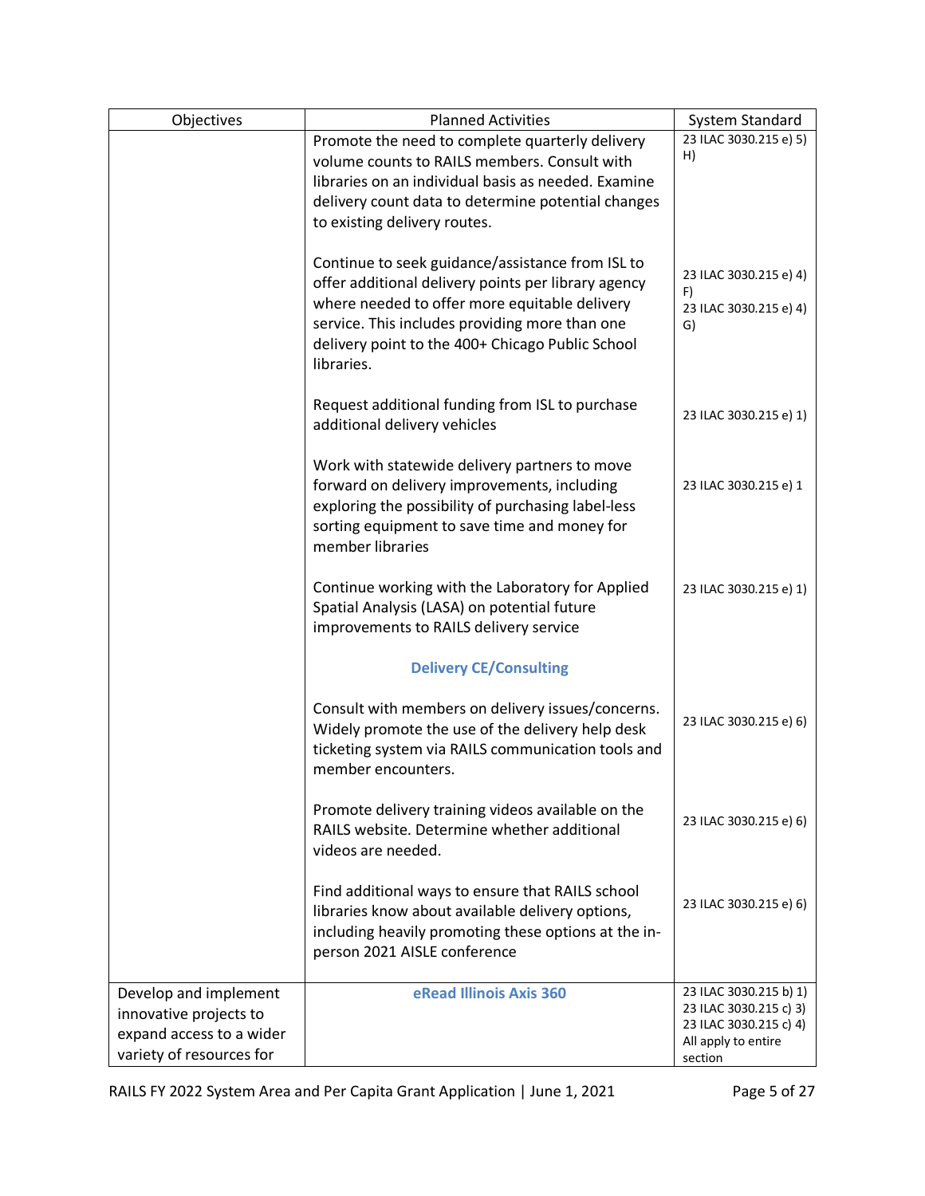| Objectives | Planned Activities | System Standard |
|---|---|---|
| | Promote the need to complete quarterly delivery volume counts to RAILS members. Consult with libraries on an individual basis as needed. Examine delivery count data to determine potential changes to existing delivery routes. | 23 ILAC 3030.215 e) 5) H) |
| | Continue to seek guidance/assistance from ISL to offer additional delivery points per library agency where needed to offer more equitable delivery service. This includes providing more than one delivery point to the 400+ Chicago Public School libraries. | 23 ILAC 3030.215 e) 4) F)<br>23 ILAC 3030.215 e) 4) G) |
| | Request additional funding from ISL to purchase additional delivery vehicles | 23 ILAC 3030.215 e) 1) |
| | Work with statewide delivery partners to move forward on delivery improvements, including exploring the possibility of purchasing label-less sorting equipment to save time and money for member libraries | 23 ILAC 3030.215 e) 1 |
| | Continue working with the Laboratory for Applied Spatial Analysis (LASA) on potential future improvements to RAILS delivery service | 23 ILAC 3030.215 e) 1) |
| | **Delivery CE/Consulting** | |
| | Consult with members on delivery issues/concerns. Widely promote the use of the delivery help desk ticketing system via RAILS communication tools and member encounters. | 23 ILAC 3030.215 e) 6) |
| | Promote delivery training videos available on the RAILS website. Determine whether additional videos are needed. | 23 ILAC 3030.215 e) 6) |
| | Find additional ways to ensure that RAILS school libraries know about available delivery options, including heavily promoting these options at the in-person 2021 AISLE conference | 23 ILAC 3030.215 e) 6) |
| Develop and implement innovative projects to expand access to a wider variety of resources for | **eRead Illinois Axis 360** | 23 ILAC 3030.215 b) 1)<br>23 ILAC 3030.215 c) 3)<br>23 ILAC 3030.215 c) 4)<br>All apply to entire section |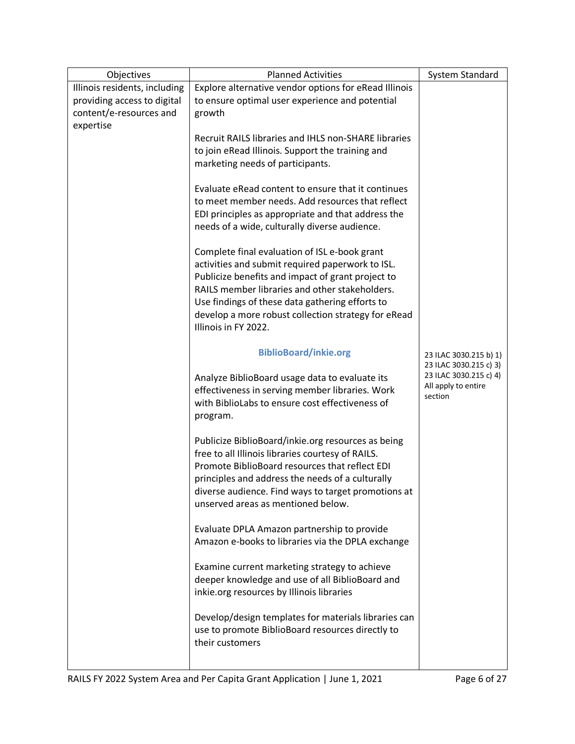| Objectives | Planned Activities | System Standard |
|---|---|---|
| Illinois residents, including providing access to digital content/e-resources and expertise | Explore alternative vendor options for eRead Illinois to ensure optimal user experience and potential growth<br><br>Recruit RAILS libraries and IHLS non-SHARE libraries to join eRead Illinois. Support the training and marketing needs of participants.<br><br>Evaluate eRead content to ensure that it continues to meet member needs. Add resources that reflect EDI principles as appropriate and that address the needs of a wide, culturally diverse audience.<br><br>Complete final evaluation of ISL e-book grant activities and submit required paperwork to ISL. Publicize benefits and impact of grant project to RAILS member libraries and other stakeholders. Use findings of these data gathering efforts to develop a more robust collection strategy for eRead Illinois in FY 2022. | |
| | **BiblioBoard/inkie.org**<br><br>Analyze BiblioBoard usage data to evaluate its effectiveness in serving member libraries. Work with BiblioLabs to ensure cost effectiveness of program.<br><br>Publicize BiblioBoard/inkie.org resources as being free to all Illinois libraries courtesy of RAILS. Promote BiblioBoard resources that reflect EDI principles and address the needs of a culturally diverse audience. Find ways to target promotions at unserved areas as mentioned below.<br><br>Evaluate DPLA Amazon partnership to provide Amazon e-books to libraries via the DPLA exchange<br><br>Examine current marketing strategy to achieve deeper knowledge and use of all BiblioBoard and inkie.org resources by Illinois libraries<br><br>Develop/design templates for materials libraries can use to promote BiblioBoard resources directly to their customers | 23 ILAC 3030.215 b) 1)<br>23 ILAC 3030.215 c) 3)<br>23 ILAC 3030.215 c) 4)<br>All apply to entire section |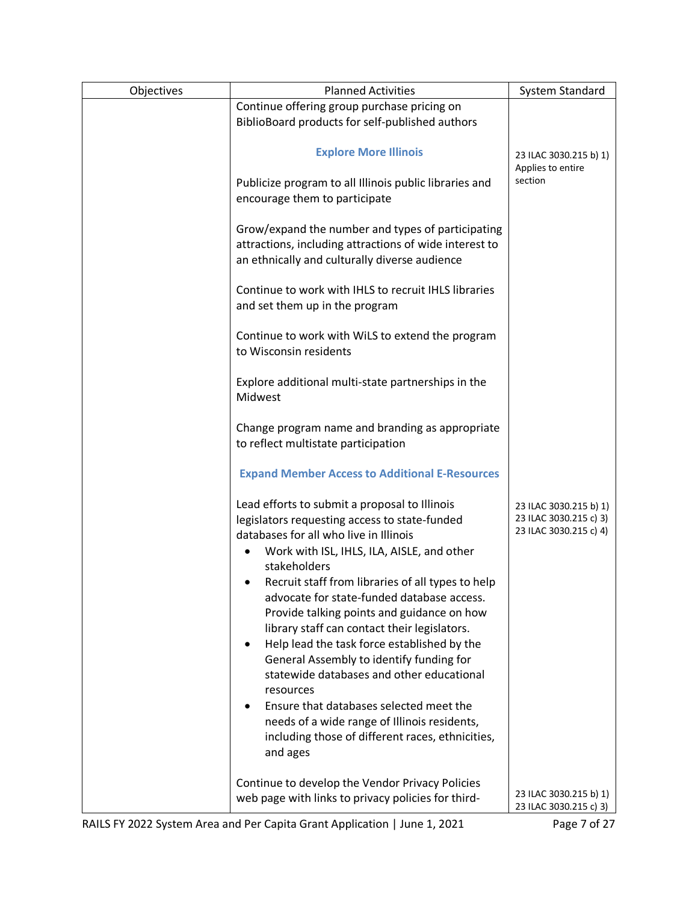| Objectives | Planned Activities | System Standard |
|---|---|---|
| | Continue offering group purchase pricing on BiblioBoard products for self-published authors | |
| | **Explore More Illinois** | 23 ILAC 3030.215 b) 1) Applies to entire section |
| | Publicize program to all Illinois public libraries and encourage them to participate | |
| | Grow/expand the number and types of participating attractions, including attractions of wide interest to an ethnically and culturally diverse audience | |
| | Continue to work with IHLS to recruit IHLS libraries and set them up in the program | |
| | Continue to work with WiLS to extend the program to Wisconsin residents | |
| | Explore additional multi-state partnerships in the Midwest | |
| | Change program name and branding as appropriate to reflect multistate participation | |
| | **Expand Member Access to Additional E-Resources** | |
| | Lead efforts to submit a proposal to Illinois legislators requesting access to state-funded databases for all who live in Illinois<br>• Work with ISL, IHLS, ILA, AISLE, and other stakeholders<br>• Recruit staff from libraries of all types to help advocate for state-funded database access. Provide talking points and guidance on how library staff can contact their legislators.<br>• Help lead the task force established by the General Assembly to identify funding for statewide databases and other educational resources<br>• Ensure that databases selected meet the needs of a wide range of Illinois residents, including those of different races, ethnicities, and ages | 23 ILAC 3030.215 b) 1)<br>23 ILAC 3030.215 c) 3)<br>23 ILAC 3030.215 c) 4) |
| | Continue to develop the Vendor Privacy Policies web page with links to privacy policies for third- | 23 ILAC 3030.215 b) 1)<br>23 ILAC 3030.215 c) 3) |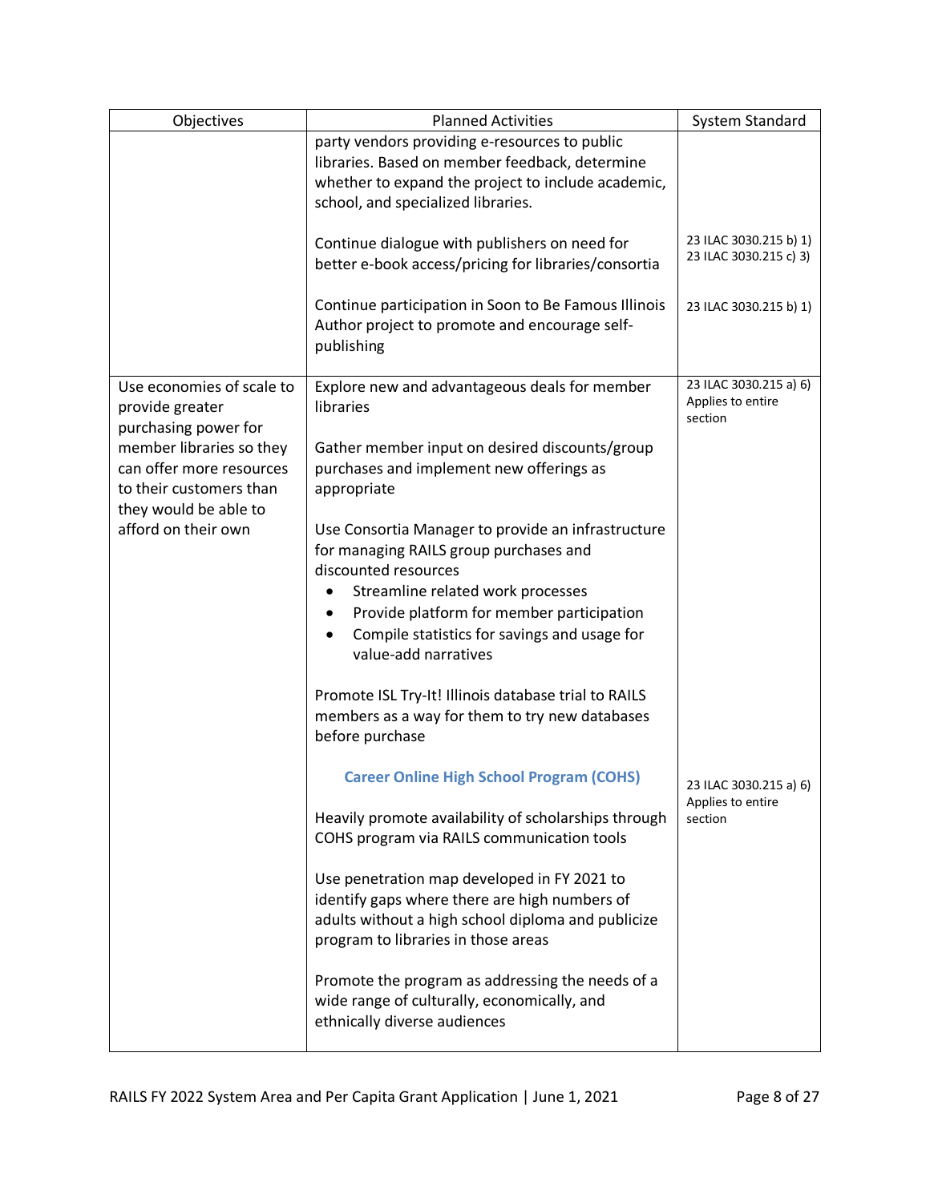| Objectives | Planned Activities | System Standard |
|---|---|---|
| | party vendors providing e-resources to public libraries. Based on member feedback, determine whether to expand the project to include academic, school, and specialized libraries. | |
| | Continue dialogue with publishers on need for better e-book access/pricing for libraries/consortia | 23 ILAC 3030.215 b) 1)<br>23 ILAC 3030.215 c) 3) |
| | Continue participation in Soon to Be Famous Illinois Author project to promote and encourage self-publishing | 23 ILAC 3030.215 b) 1) |
| Use economies of scale to provide greater purchasing power for member libraries so they can offer more resources to their customers than they would be able to afford on their own | Explore new and advantageous deals for member libraries<br><br>Gather member input on desired discounts/group purchases and implement new offerings as appropriate<br><br>Use Consortia Manager to provide an infrastructure for managing RAILS group purchases and discounted resources<br>• Streamline related work processes<br>• Provide platform for member participation<br>• Compile statistics for savings and usage for value-add narratives<br><br>Promote ISL Try-It! Illinois database trial to RAILS members as a way for them to try new databases before purchase | 23 ILAC 3030.215 a) 6)<br>Applies to entire section |
| | **Career Online High School Program (COHS)**<br><br>Heavily promote availability of scholarships through COHS program via RAILS communication tools<br><br>Use penetration map developed in FY 2021 to identify gaps where there are high numbers of adults without a high school diploma and publicize program to libraries in those areas<br><br>Promote the program as addressing the needs of a wide range of culturally, economically, and ethnically diverse audiences | 23 ILAC 3030.215 a) 6)<br>Applies to entire section |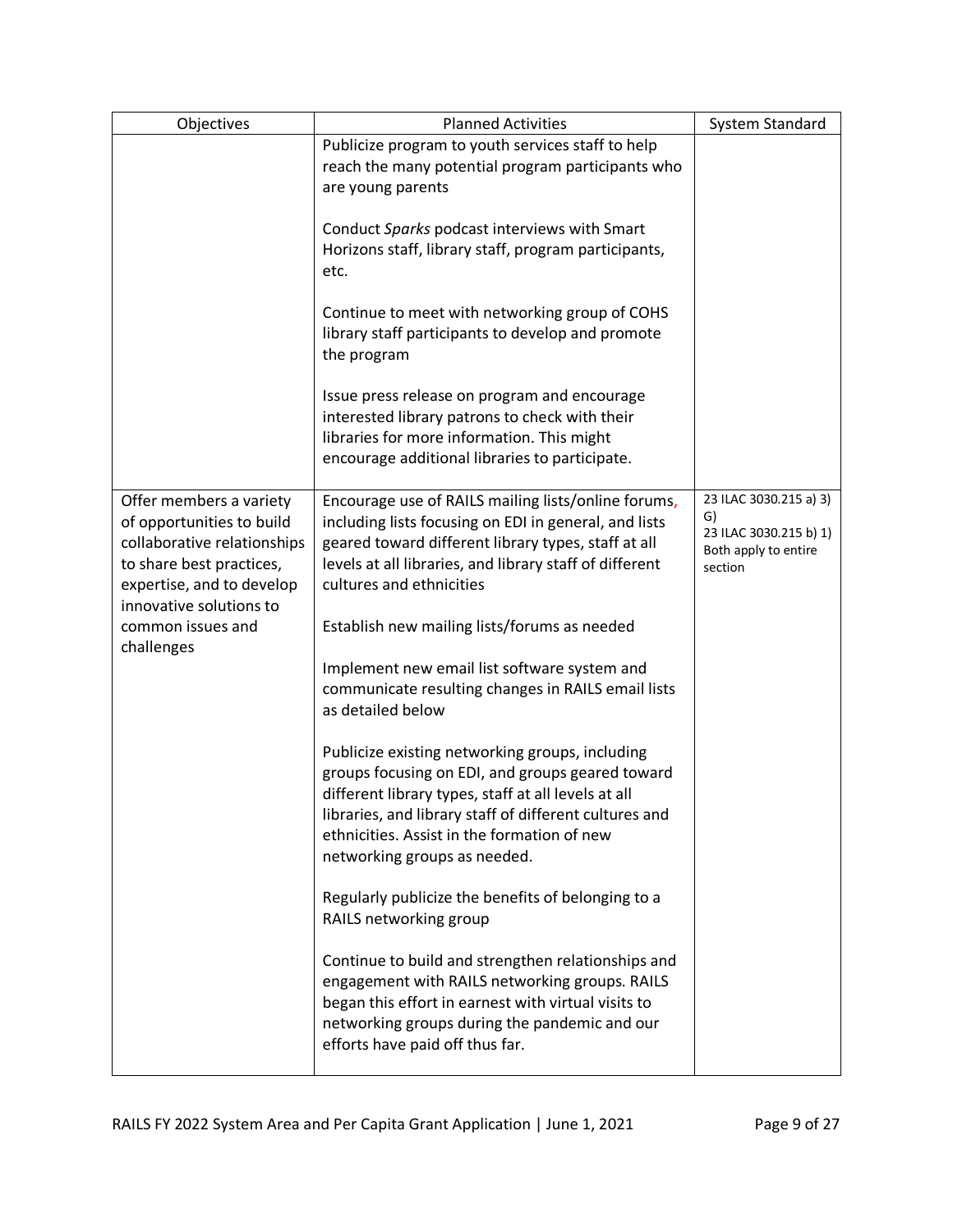| Objectives | Planned Activities | System Standard |
|---|---|---|
| | Publicize program to youth services staff to help reach the many potential program participants who are young parents<br><br>Conduct *Sparks* podcast interviews with Smart Horizons staff, library staff, program participants, etc.<br><br>Continue to meet with networking group of COHS library staff participants to develop and promote the program<br><br>Issue press release on program and encourage interested library patrons to check with their libraries for more information. This might encourage additional libraries to participate. | |
| Offer members a variety of opportunities to build collaborative relationships to share best practices, expertise, and to develop innovative solutions to common issues and challenges | Encourage use of RAILS mailing lists/online forums, including lists focusing on EDI in general, and lists geared toward different library types, staff at all levels at all libraries, and library staff of different cultures and ethnicities<br><br>Establish new mailing lists/forums as needed<br><br>Implement new email list software system and communicate resulting changes in RAILS email lists as detailed below<br><br>Publicize existing networking groups, including groups focusing on EDI, and groups geared toward different library types, staff at all levels at all libraries, and library staff of different cultures and ethnicities. Assist in the formation of new networking groups as needed.<br><br>Regularly publicize the benefits of belonging to a RAILS networking group<br><br>Continue to build and strengthen relationships and engagement with RAILS networking groups. RAILS began this effort in earnest with virtual visits to networking groups during the pandemic and our efforts have paid off thus far. | 23 ILAC 3030.215 a) 3) G)<br>23 ILAC 3030.215 b) 1)<br>Both apply to entire section |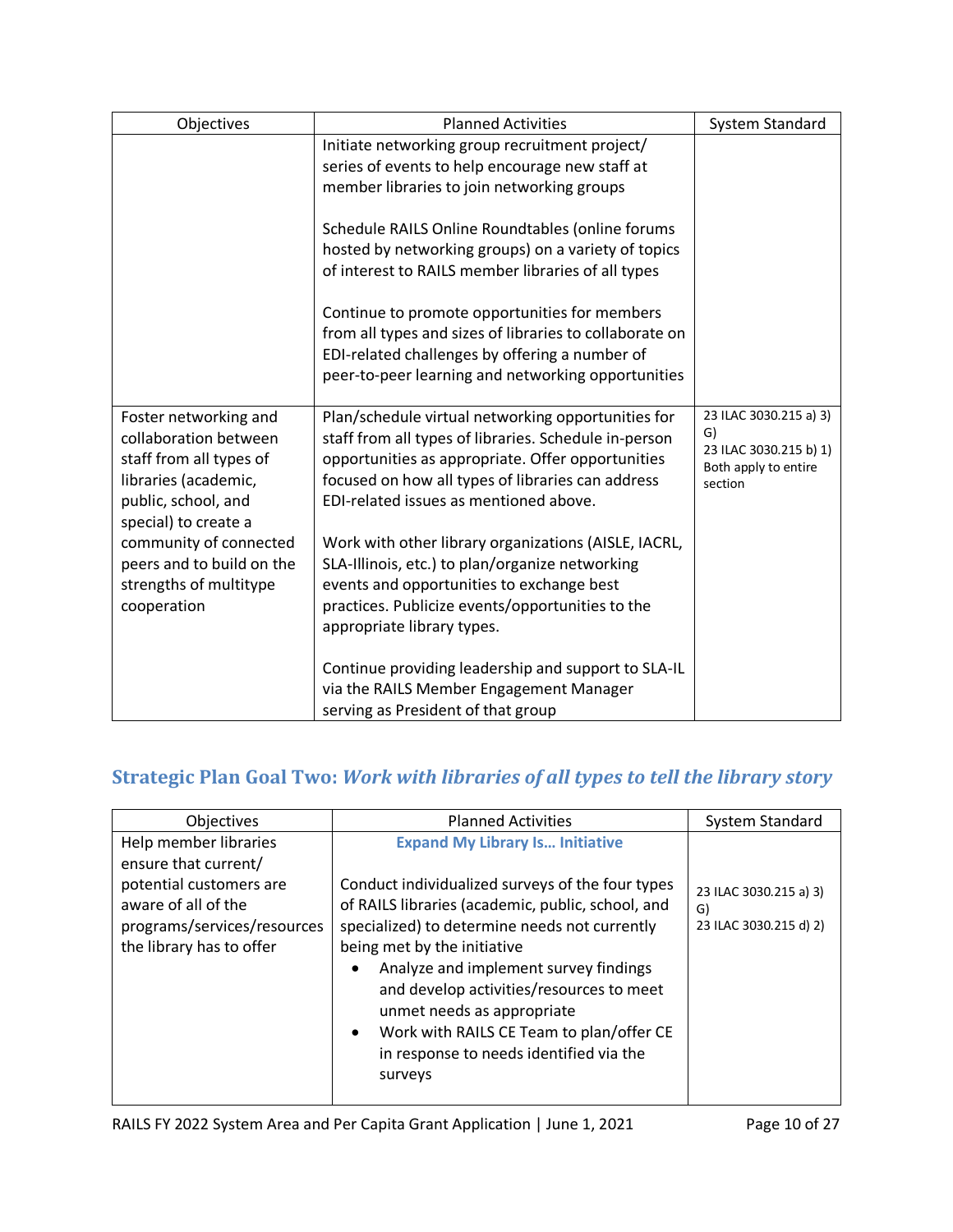| Objectives | Planned Activities | System Standard |
|---|---|---|
| | Initiate networking group recruitment project/ series of events to help encourage new staff at member libraries to join networking groups<br><br>Schedule RAILS Online Roundtables (online forums hosted by networking groups) on a variety of topics of interest to RAILS member libraries of all types<br><br>Continue to promote opportunities for members from all types and sizes of libraries to collaborate on EDI-related challenges by offering a number of peer-to-peer learning and networking opportunities | |
| Foster networking and collaboration between staff from all types of libraries (academic, public, school, and special) to create a community of connected peers and to build on the strengths of multitype cooperation | Plan/schedule virtual networking opportunities for staff from all types of libraries. Schedule in-person opportunities as appropriate. Offer opportunities focused on how all types of libraries can address EDI-related issues as mentioned above.<br><br>Work with other library organizations (AISLE, IACRL, SLA-Illinois, etc.) to plan/organize networking events and opportunities to exchange best practices. Publicize events/opportunities to the appropriate library types.<br><br>Continue providing leadership and support to SLA-IL via the RAILS Member Engagement Manager serving as President of that group | 23 ILAC 3030.215 a) 3) G)<br>23 ILAC 3030.215 b) 1)<br>Both apply to entire section |

## Strategic Plan Goal Two: *Work with libraries of all types to tell the library story*

| Objectives | Planned Activities | System Standard |
|---|---|---|
| Help member libraries ensure that current/ potential customers are aware of all of the programs/services/resources the library has to offer | **Expand My Library Is… Initiative**<br><br>Conduct individualized surveys of the four types of RAILS libraries (academic, public, school, and specialized) to determine needs not currently being met by the initiative<br>• Analyze and implement survey findings and develop activities/resources to meet unmet needs as appropriate<br>• Work with RAILS CE Team to plan/offer CE in response to needs identified via the surveys | 23 ILAC 3030.215 a) 3) G)<br>23 ILAC 3030.215 d) 2) |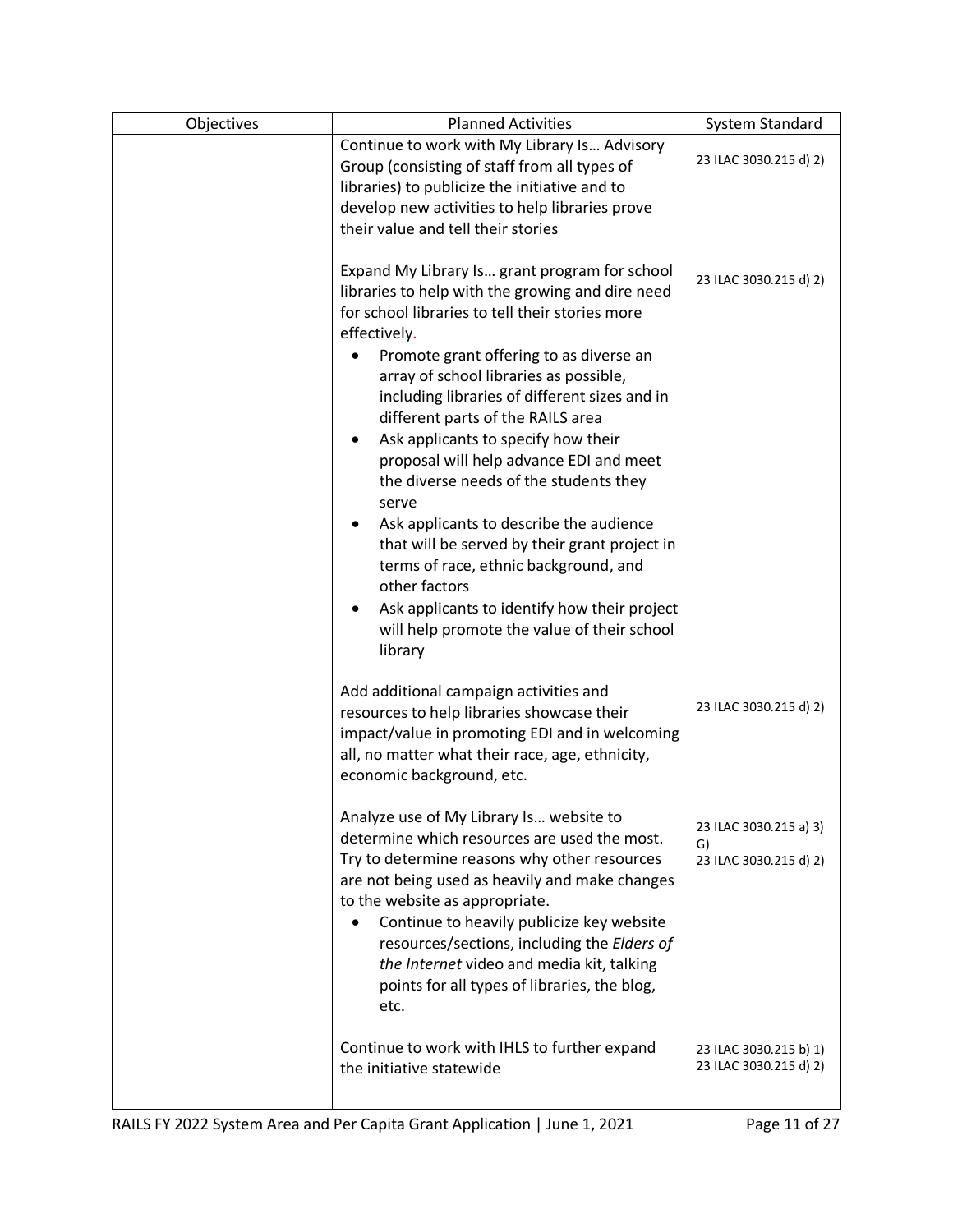| Objectives | Planned Activities | System Standard |
|---|---|---|
| | Continue to work with My Library Is… Advisory Group (consisting of staff from all types of libraries) to publicize the initiative and to develop new activities to help libraries prove their value and tell their stories | 23 ILAC 3030.215 d) 2) |
| | Expand My Library Is… grant program for school libraries to help with the growing and dire need for school libraries to tell their stories more effectively.<br>• Promote grant offering to as diverse an array of school libraries as possible, including libraries of different sizes and in different parts of the RAILS area<br>• Ask applicants to specify how their proposal will help advance EDI and meet the diverse needs of the students they serve<br>• Ask applicants to describe the audience that will be served by their grant project in terms of race, ethnic background, and other factors<br>• Ask applicants to identify how their project will help promote the value of their school library | 23 ILAC 3030.215 d) 2) |
| | Add additional campaign activities and resources to help libraries showcase their impact/value in promoting EDI and in welcoming all, no matter what their race, age, ethnicity, economic background, etc. | 23 ILAC 3030.215 d) 2) |
| | Analyze use of My Library Is… website to determine which resources are used the most. Try to determine reasons why other resources are not being used as heavily and make changes to the website as appropriate.<br>• Continue to heavily publicize key website resources/sections, including the *Elders of the Internet* video and media kit, talking points for all types of libraries, the blog, etc. | 23 ILAC 3030.215 a) 3) G)<br>23 ILAC 3030.215 d) 2) |
| | Continue to work with IHLS to further expand the initiative statewide | 23 ILAC 3030.215 b) 1)<br>23 ILAC 3030.215 d) 2) |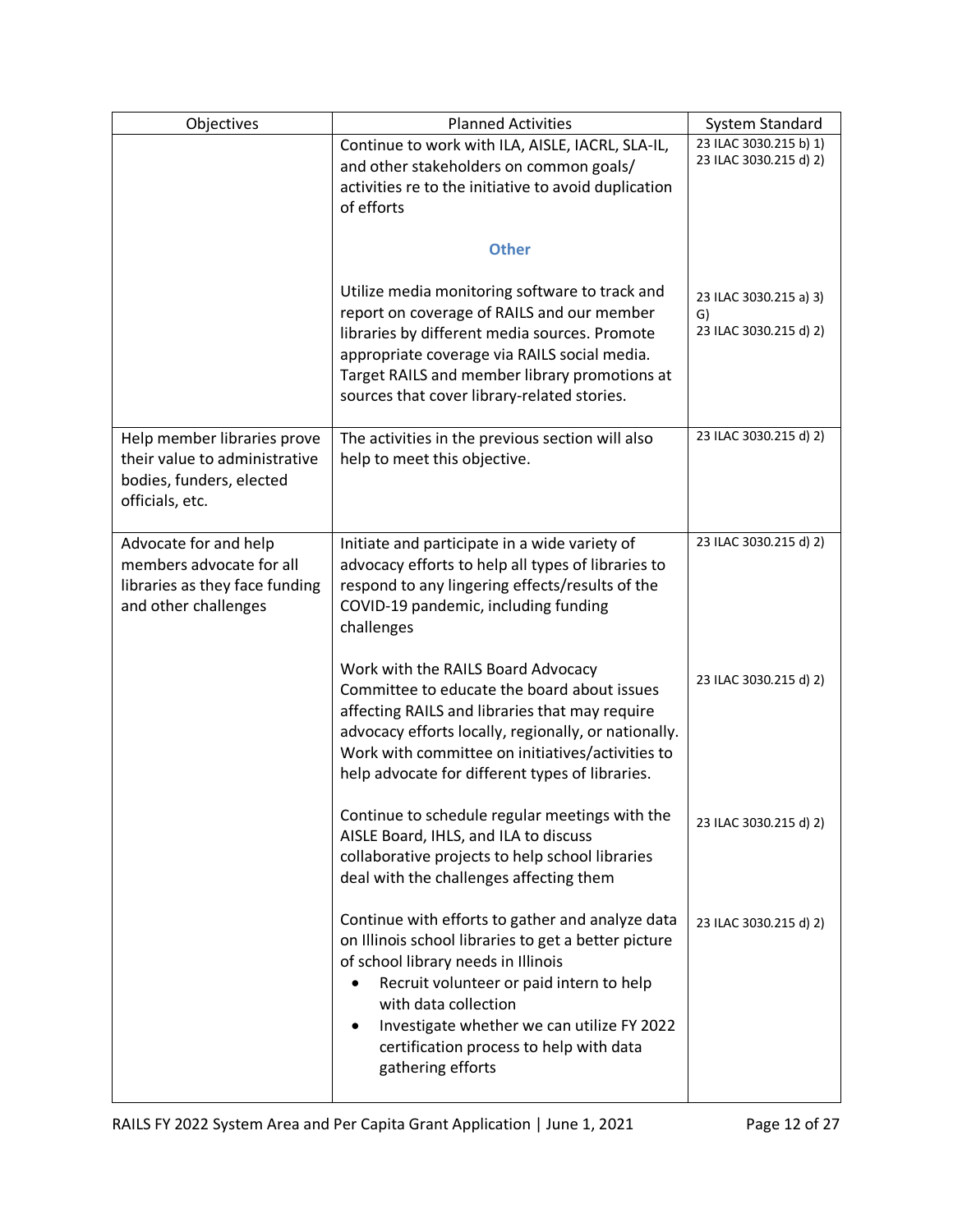| Objectives | Planned Activities | System Standard |
|---|---|---|
| | Continue to work with ILA, AISLE, IACRL, SLA-IL, and other stakeholders on common goals/ activities re to the initiative to avoid duplication of efforts | 23 ILAC 3030.215 b) 1)<br>23 ILAC 3030.215 d) 2) |
| | **Other** | |
| | Utilize media monitoring software to track and report on coverage of RAILS and our member libraries by different media sources. Promote appropriate coverage via RAILS social media. Target RAILS and member library promotions at sources that cover library-related stories. | 23 ILAC 3030.215 a) 3) G)<br>23 ILAC 3030.215 d) 2) |
| Help member libraries prove their value to administrative bodies, funders, elected officials, etc. | The activities in the previous section will also help to meet this objective. | 23 ILAC 3030.215 d) 2) |
| Advocate for and help members advocate for all libraries as they face funding and other challenges | Initiate and participate in a wide variety of advocacy efforts to help all types of libraries to respond to any lingering effects/results of the COVID-19 pandemic, including funding challenges | 23 ILAC 3030.215 d) 2) |
| | Work with the RAILS Board Advocacy Committee to educate the board about issues affecting RAILS and libraries that may require advocacy efforts locally, regionally, or nationally. Work with committee on initiatives/activities to help advocate for different types of libraries. | 23 ILAC 3030.215 d) 2) |
| | Continue to schedule regular meetings with the AISLE Board, IHLS, and ILA to discuss collaborative projects to help school libraries deal with the challenges affecting them | 23 ILAC 3030.215 d) 2) |
| | Continue with efforts to gather and analyze data on Illinois school libraries to get a better picture of school library needs in Illinois<br>• Recruit volunteer or paid intern to help with data collection<br>• Investigate whether we can utilize FY 2022 certification process to help with data gathering efforts | 23 ILAC 3030.215 d) 2) |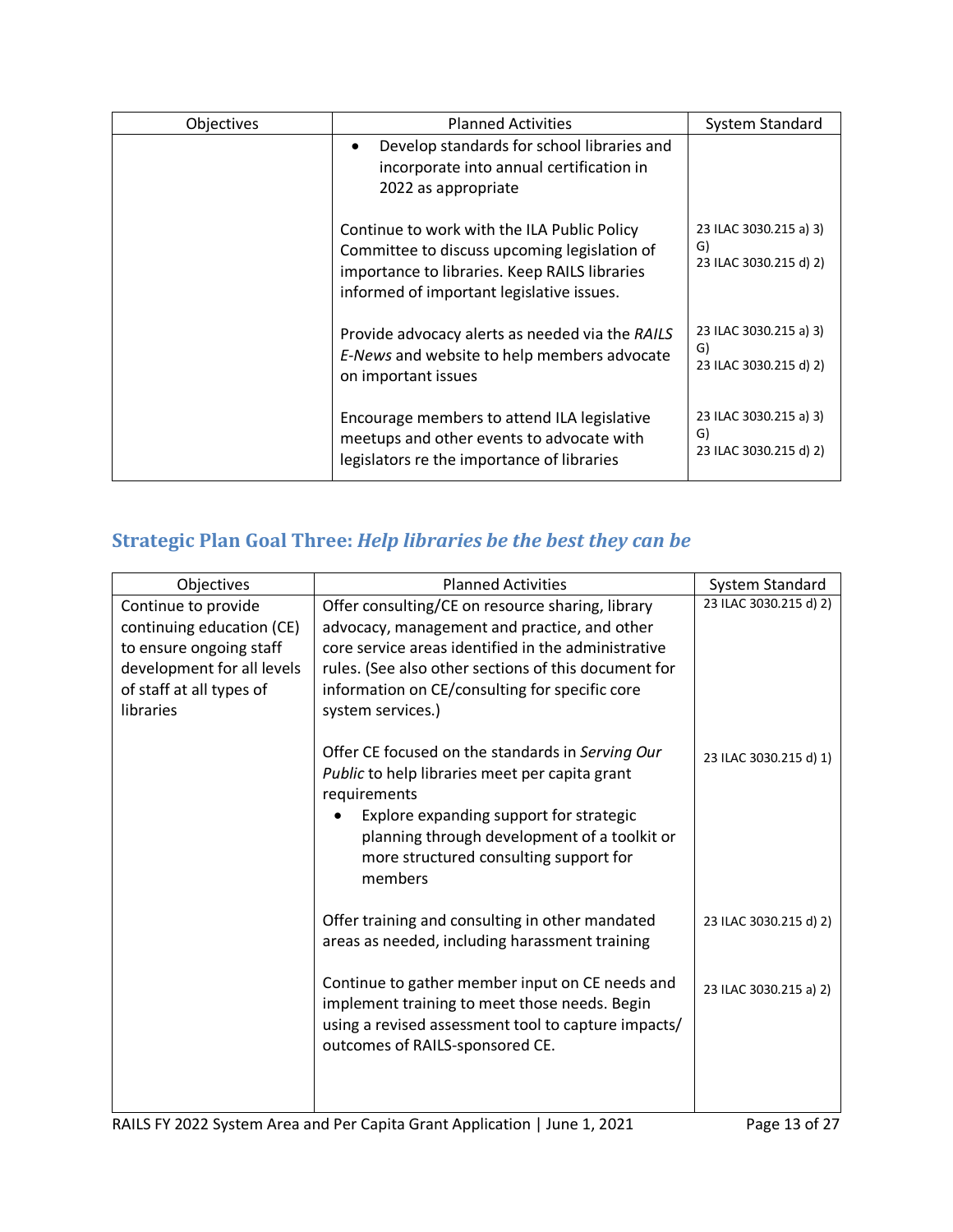| Objectives | Planned Activities | System Standard |
|---|---|---|
| | • Develop standards for school libraries and incorporate into annual certification in 2022 as appropriate | |
| | Continue to work with the ILA Public Policy Committee to discuss upcoming legislation of importance to libraries. Keep RAILS libraries informed of important legislative issues. | 23 ILAC 3030.215 a) 3) G)<br>23 ILAC 3030.215 d) 2) |
| | Provide advocacy alerts as needed via the *RAILS E-News* and website to help members advocate on important issues | 23 ILAC 3030.215 a) 3) G)<br>23 ILAC 3030.215 d) 2) |
| | Encourage members to attend ILA legislative meetups and other events to advocate with legislators re the importance of libraries | 23 ILAC 3030.215 a) 3) G)<br>23 ILAC 3030.215 d) 2) |

## Strategic Plan Goal Three: *Help libraries be the best they can be*

| Objectives | Planned Activities | System Standard |
|---|---|---|
| Continue to provide continuing education (CE) to ensure ongoing staff development for all levels of staff at all types of libraries | Offer consulting/CE on resource sharing, library advocacy, management and practice, and other core service areas identified in the administrative rules. (See also other sections of this document for information on CE/consulting for specific core system services.) | 23 ILAC 3030.215 d) 2) |
| | Offer CE focused on the standards in *Serving Our Public* to help libraries meet per capita grant requirements<br>• Explore expanding support for strategic planning through development of a toolkit or more structured consulting support for members | 23 ILAC 3030.215 d) 1) |
| | Offer training and consulting in other mandated areas as needed, including harassment training | 23 ILAC 3030.215 d) 2) |
| | Continue to gather member input on CE needs and implement training to meet those needs. Begin using a revised assessment tool to capture impacts/ outcomes of RAILS-sponsored CE. | 23 ILAC 3030.215 a) 2) |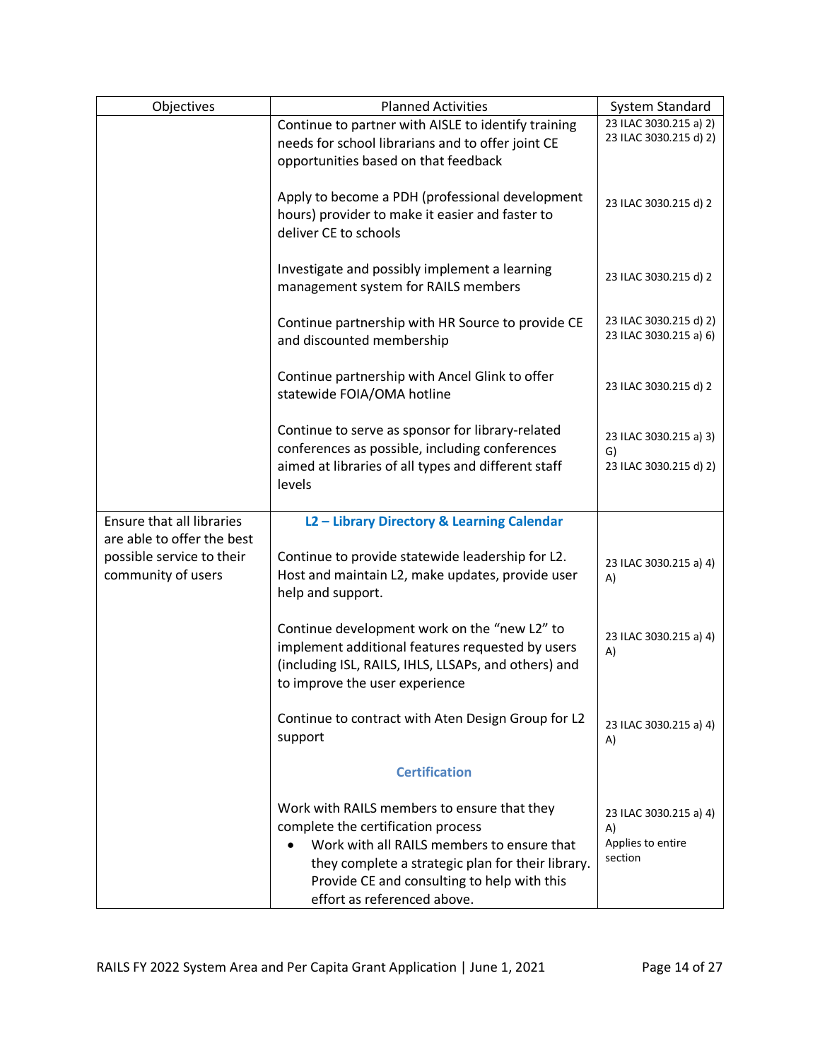| Objectives | Planned Activities | System Standard |
|---|---|---|
| | Continue to partner with AISLE to identify training needs for school librarians and to offer joint CE opportunities based on that feedback | 23 ILAC 3030.215 a) 2)<br>23 ILAC 3030.215 d) 2) |
| | Apply to become a PDH (professional development hours) provider to make it easier and faster to deliver CE to schools | 23 ILAC 3030.215 d) 2 |
| | Investigate and possibly implement a learning management system for RAILS members | 23 ILAC 3030.215 d) 2 |
| | Continue partnership with HR Source to provide CE and discounted membership | 23 ILAC 3030.215 d) 2)<br>23 ILAC 3030.215 a) 6) |
| | Continue partnership with Ancel Glink to offer statewide FOIA/OMA hotline | 23 ILAC 3030.215 d) 2 |
| | Continue to serve as sponsor for library-related conferences as possible, including conferences aimed at libraries of all types and different staff levels | 23 ILAC 3030.215 a) 3) G)<br>23 ILAC 3030.215 d) 2) |
| Ensure that all libraries are able to offer the best possible service to their community of users | **L2 – Library Directory & Learning Calendar** | |
| | Continue to provide statewide leadership for L2. Host and maintain L2, make updates, provide user help and support. | 23 ILAC 3030.215 a) 4) A) |
| | Continue development work on the "new L2" to implement additional features requested by users (including ISL, RAILS, IHLS, LLSAPs, and others) and to improve the user experience | 23 ILAC 3030.215 a) 4) A) |
| | Continue to contract with Aten Design Group for L2 support | 23 ILAC 3030.215 a) 4) A) |
| | **Certification** | |
| | Work with RAILS members to ensure that they complete the certification process<br>• Work with all RAILS members to ensure that they complete a strategic plan for their library. Provide CE and consulting to help with this effort as referenced above. | 23 ILAC 3030.215 a) 4) A)<br>Applies to entire section |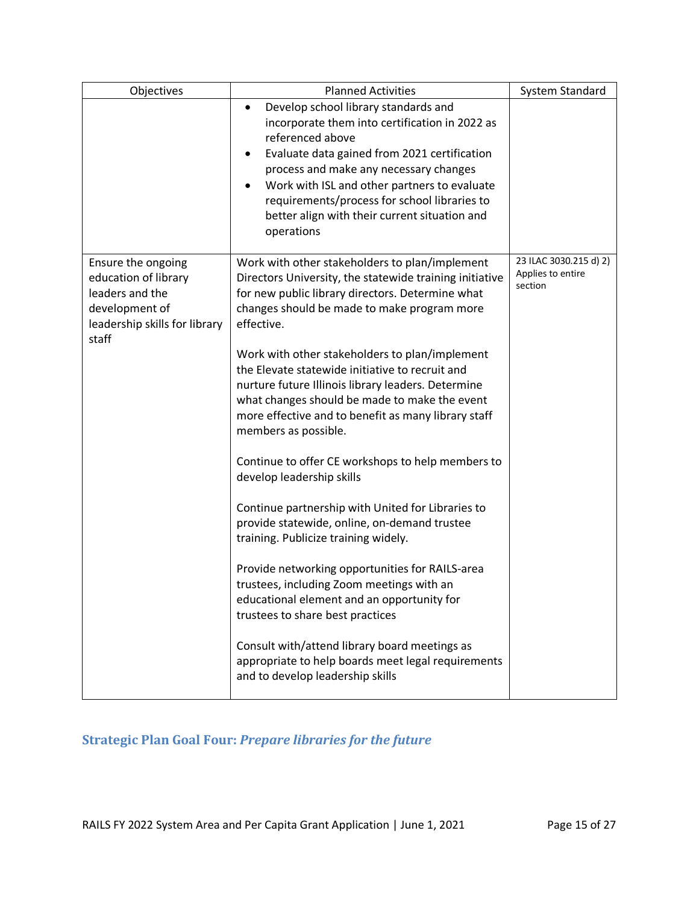| Objectives | Planned Activities | System Standard |
|---|---|---|
| | • Develop school library standards and incorporate them into certification in 2022 as referenced above<br>• Evaluate data gained from 2021 certification process and make any necessary changes<br>• Work with ISL and other partners to evaluate requirements/process for school libraries to better align with their current situation and operations | |
| Ensure the ongoing education of library leaders and the development of leadership skills for library staff | Work with other stakeholders to plan/implement Directors University, the statewide training initiative for new public library directors. Determine what changes should be made to make program more effective.<br><br>Work with other stakeholders to plan/implement the Elevate statewide initiative to recruit and nurture future Illinois library leaders. Determine what changes should be made to make the event more effective and to benefit as many library staff members as possible.<br><br>Continue to offer CE workshops to help members to develop leadership skills<br><br>Continue partnership with United for Libraries to provide statewide, online, on-demand trustee training. Publicize training widely.<br><br>Provide networking opportunities for RAILS-area trustees, including Zoom meetings with an educational element and an opportunity for trustees to share best practices<br><br>Consult with/attend library board meetings as appropriate to help boards meet legal requirements and to develop leadership skills | 23 ILAC 3030.215 d) 2) Applies to entire section |

## Strategic Plan Goal Four: *Prepare libraries for the future*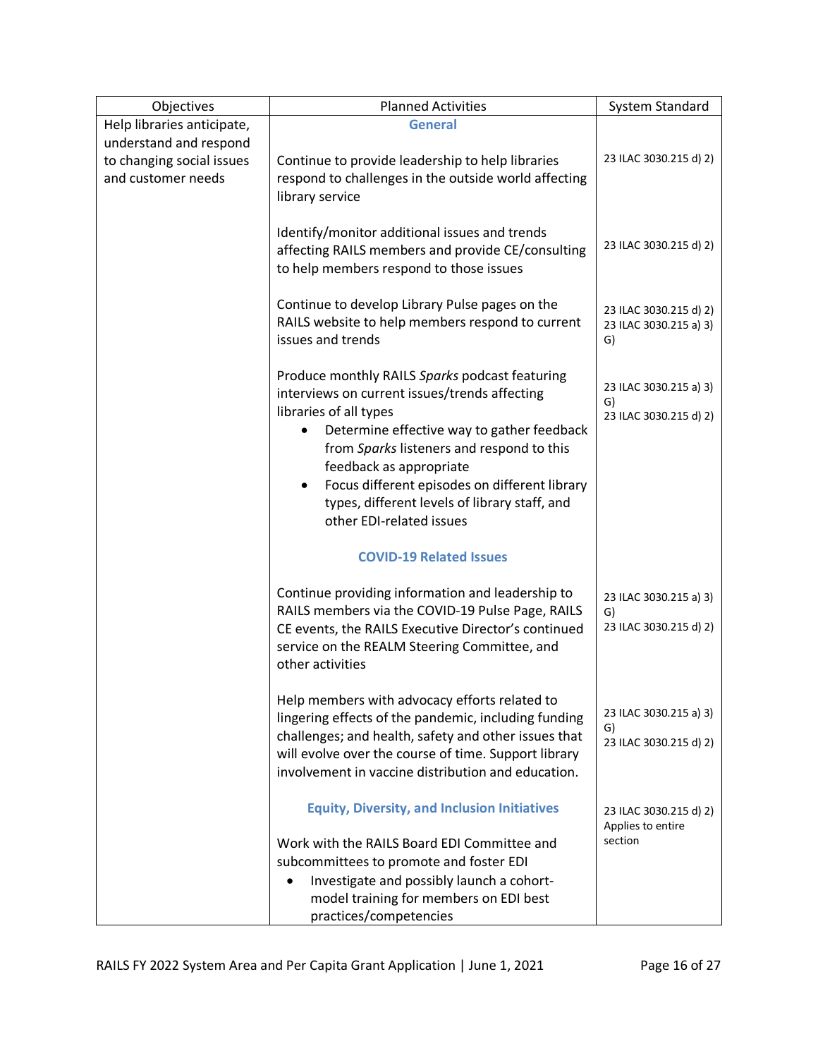| Objectives | Planned Activities | System Standard |
|---|---|---|
| Help libraries anticipate, understand and respond to changing social issues and customer needs | **General** | |
| | Continue to provide leadership to help libraries respond to challenges in the outside world affecting library service | 23 ILAC 3030.215 d) 2) |
| | Identify/monitor additional issues and trends affecting RAILS members and provide CE/consulting to help members respond to those issues | 23 ILAC 3030.215 d) 2) |
| | Continue to develop Library Pulse pages on the RAILS website to help members respond to current issues and trends | 23 ILAC 3030.215 d) 2)<br>23 ILAC 3030.215 a) 3) G) |
| | Produce monthly RAILS *Sparks* podcast featuring interviews on current issues/trends affecting libraries of all types<br>• Determine effective way to gather feedback from *Sparks* listeners and respond to this feedback as appropriate<br>• Focus different episodes on different library types, different levels of library staff, and other EDI-related issues | 23 ILAC 3030.215 a) 3) G)<br>23 ILAC 3030.215 d) 2) |
| | **COVID-19 Related Issues** | |
| | Continue providing information and leadership to RAILS members via the COVID-19 Pulse Page, RAILS CE events, the RAILS Executive Director's continued service on the REALM Steering Committee, and other activities | 23 ILAC 3030.215 a) 3) G)<br>23 ILAC 3030.215 d) 2) |
| | Help members with advocacy efforts related to lingering effects of the pandemic, including funding challenges; and health, safety and other issues that will evolve over the course of time. Support library involvement in vaccine distribution and education. | 23 ILAC 3030.215 a) 3) G)<br>23 ILAC 3030.215 d) 2) |
| | **Equity, Diversity, and Inclusion Initiatives** | 23 ILAC 3030.215 d) 2) Applies to entire section |
| | Work with the RAILS Board EDI Committee and subcommittees to promote and foster EDI<br>• Investigate and possibly launch a cohort-model training for members on EDI best practices/competencies | |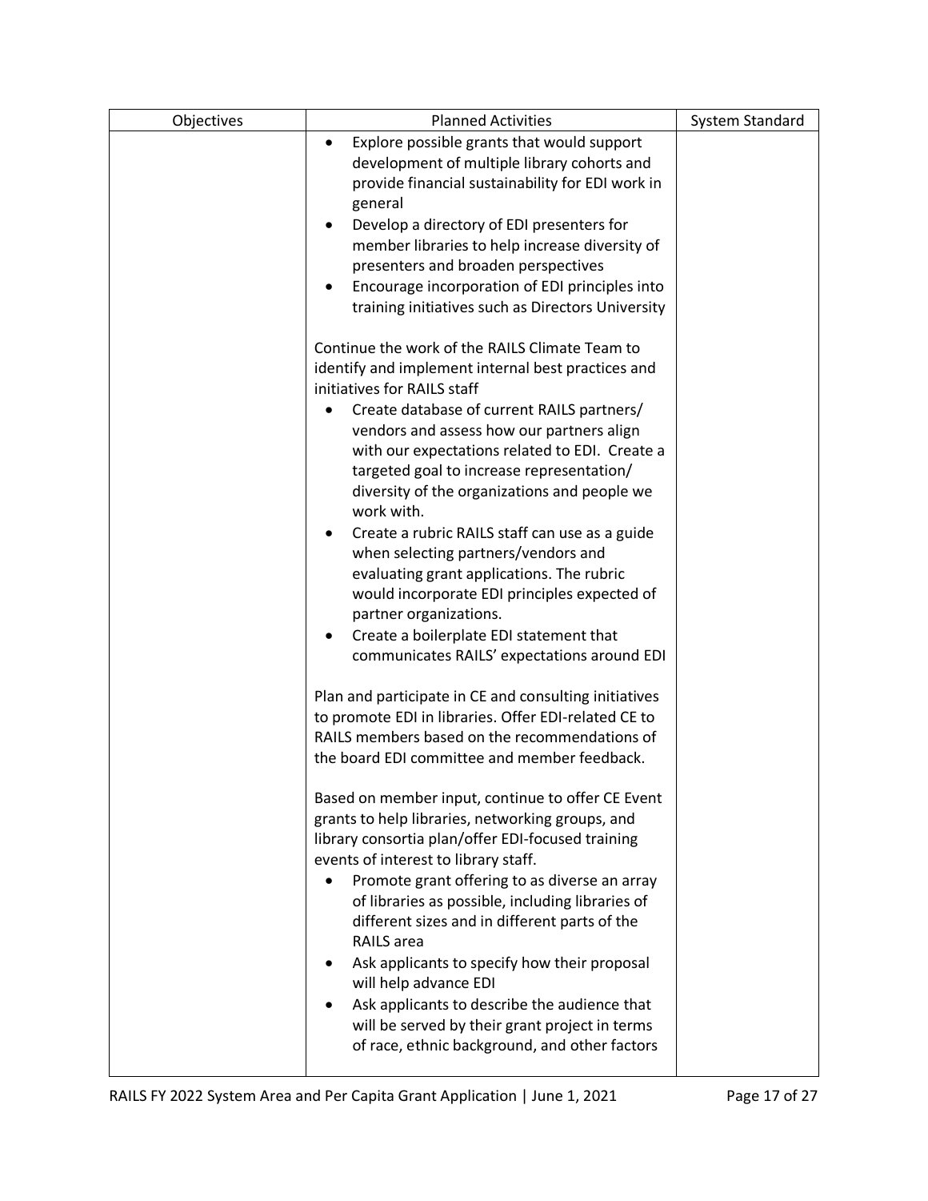| Objectives | Planned Activities | System Standard |
|---|---|---|
| | • Explore possible grants that would support development of multiple library cohorts and provide financial sustainability for EDI work in general<br>• Develop a directory of EDI presenters for member libraries to help increase diversity of presenters and broaden perspectives<br>• Encourage incorporation of EDI principles into training initiatives such as Directors University<br><br>Continue the work of the RAILS Climate Team to identify and implement internal best practices and initiatives for RAILS staff<br>• Create database of current RAILS partners/ vendors and assess how our partners align with our expectations related to EDI. Create a targeted goal to increase representation/ diversity of the organizations and people we work with.<br>• Create a rubric RAILS staff can use as a guide when selecting partners/vendors and evaluating grant applications. The rubric would incorporate EDI principles expected of partner organizations.<br>• Create a boilerplate EDI statement that communicates RAILS' expectations around EDI<br><br>Plan and participate in CE and consulting initiatives to promote EDI in libraries. Offer EDI-related CE to RAILS members based on the recommendations of the board EDI committee and member feedback.<br><br>Based on member input, continue to offer CE Event grants to help libraries, networking groups, and library consortia plan/offer EDI-focused training events of interest to library staff.<br>• Promote grant offering to as diverse an array of libraries as possible, including libraries of different sizes and in different parts of the RAILS area<br>• Ask applicants to specify how their proposal will help advance EDI<br>• Ask applicants to describe the audience that will be served by their grant project in terms of race, ethnic background, and other factors | |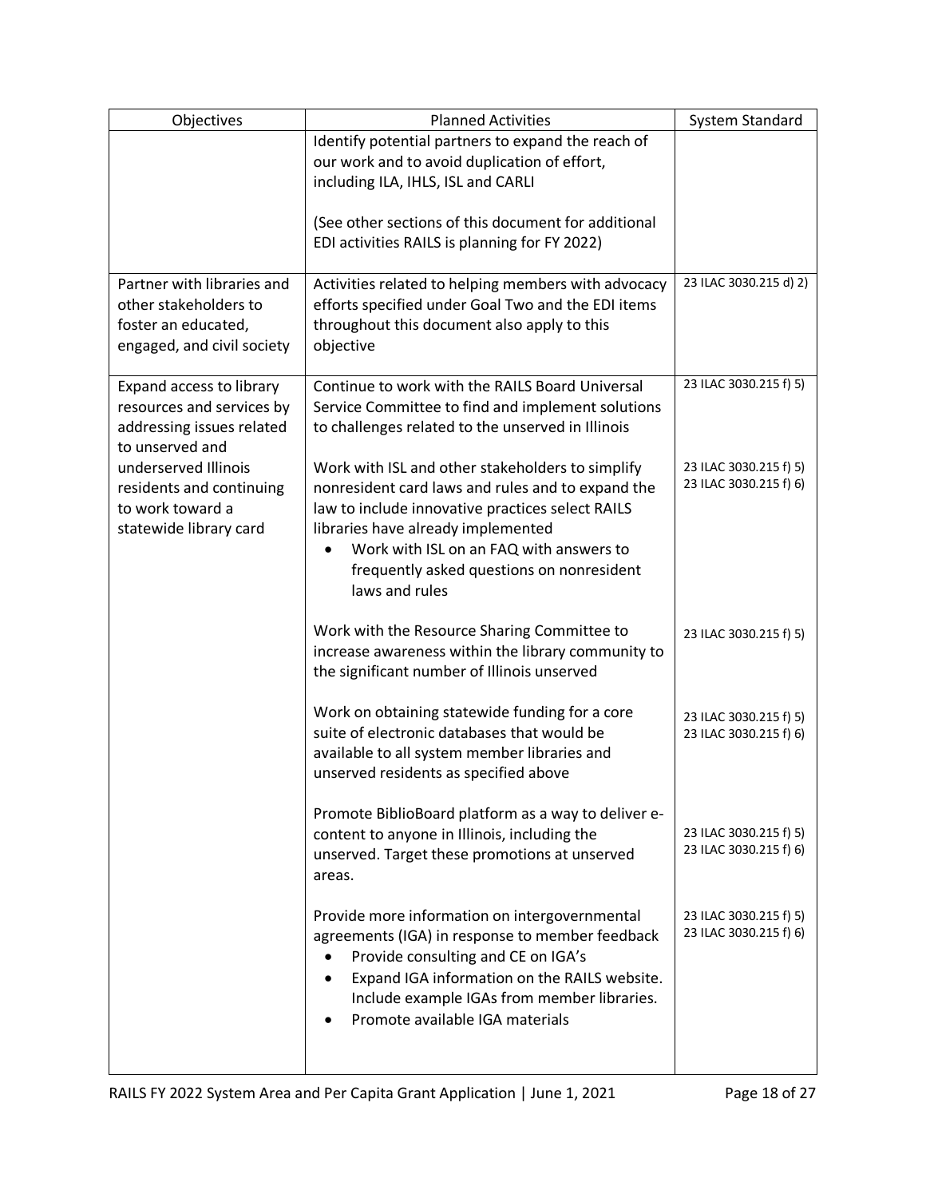| Objectives | Planned Activities | System Standard |
| --- | --- | --- |
| | Identify potential partners to expand the reach of our work and to avoid duplication of effort, including ILA, IHLS, ISL and CARLI<br><br>(See other sections of this document for additional EDI activities RAILS is planning for FY 2022) | |
| Partner with libraries and other stakeholders to foster an educated, engaged, and civil society | Activities related to helping members with advocacy efforts specified under Goal Two and the EDI items throughout this document also apply to this objective | 23 ILAC 3030.215 d) 2) |
| Expand access to library resources and services by addressing issues related to unserved and underserved Illinois residents and continuing to work toward a statewide library card | Continue to work with the RAILS Board Universal Service Committee to find and implement solutions to challenges related to the unserved in Illinois | 23 ILAC 3030.215 f) 5) |
| | Work with ISL and other stakeholders to simplify nonresident card laws and rules and to expand the law to include innovative practices select RAILS libraries have already implemented<br>• Work with ISL on an FAQ with answers to frequently asked questions on nonresident laws and rules | 23 ILAC 3030.215 f) 5)<br>23 ILAC 3030.215 f) 6) |
| | Work with the Resource Sharing Committee to increase awareness within the library community to the significant number of Illinois unserved | 23 ILAC 3030.215 f) 5) |
| | Work on obtaining statewide funding for a core suite of electronic databases that would be available to all system member libraries and unserved residents as specified above | 23 ILAC 3030.215 f) 5)<br>23 ILAC 3030.215 f) 6) |
| | Promote BiblioBoard platform as a way to deliver e-content to anyone in Illinois, including the unserved. Target these promotions at unserved areas. | 23 ILAC 3030.215 f) 5)<br>23 ILAC 3030.215 f) 6) |
| | Provide more information on intergovernmental agreements (IGA) in response to member feedback<br>• Provide consulting and CE on IGA's<br>• Expand IGA information on the RAILS website. Include example IGAs from member libraries.<br>• Promote available IGA materials | 23 ILAC 3030.215 f) 5)<br>23 ILAC 3030.215 f) 6) |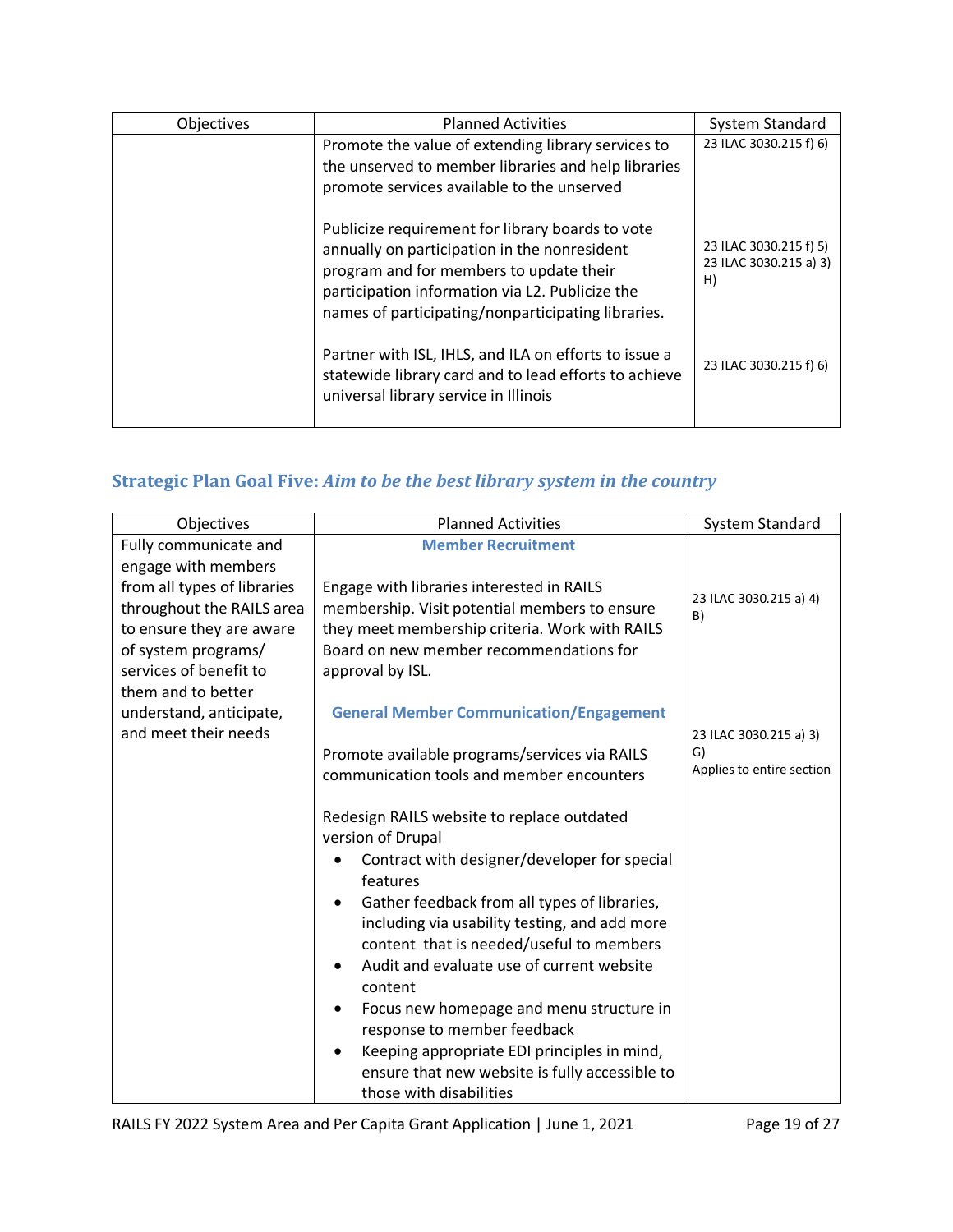| Objectives | Planned Activities | System Standard |
| --- | --- | --- |
| | Promote the value of extending library services to the unserved to member libraries and help libraries promote services available to the unserved | 23 ILAC 3030.215 f) 6) |
| | Publicize requirement for library boards to vote annually on participation in the nonresident program and for members to update their participation information via L2. Publicize the names of participating/nonparticipating libraries. | 23 ILAC 3030.215 f) 5)<br>23 ILAC 3030.215 a) 3) H) |
| | Partner with ISL, IHLS, and ILA on efforts to issue a statewide library card and to lead efforts to achieve universal library service in Illinois | 23 ILAC 3030.215 f) 6) |

## Strategic Plan Goal Five: *Aim to be the best library system in the country*

| Objectives | Planned Activities | System Standard |
| --- | --- | --- |
| Fully communicate and engage with members from all types of libraries throughout the RAILS area to ensure they are aware of system programs/ services of benefit to them and to better understand, anticipate, and meet their needs | **Member Recruitment**<br><br>Engage with libraries interested in RAILS membership. Visit potential members to ensure they meet membership criteria. Work with RAILS Board on new member recommendations for approval by ISL. | 23 ILAC 3030.215 a) 4) B) |
| | **General Member Communication/Engagement**<br><br>Promote available programs/services via RAILS communication tools and member encounters | 23 ILAC 3030.215 a) 3) G)<br>Applies to entire section |
| | Redesign RAILS website to replace outdated version of Drupal<br>• Contract with designer/developer for special features<br>• Gather feedback from all types of libraries, including via usability testing, and add more content that is needed/useful to members<br>• Audit and evaluate use of current website content<br>• Focus new homepage and menu structure in response to member feedback<br>• Keeping appropriate EDI principles in mind, ensure that new website is fully accessible to those with disabilities | |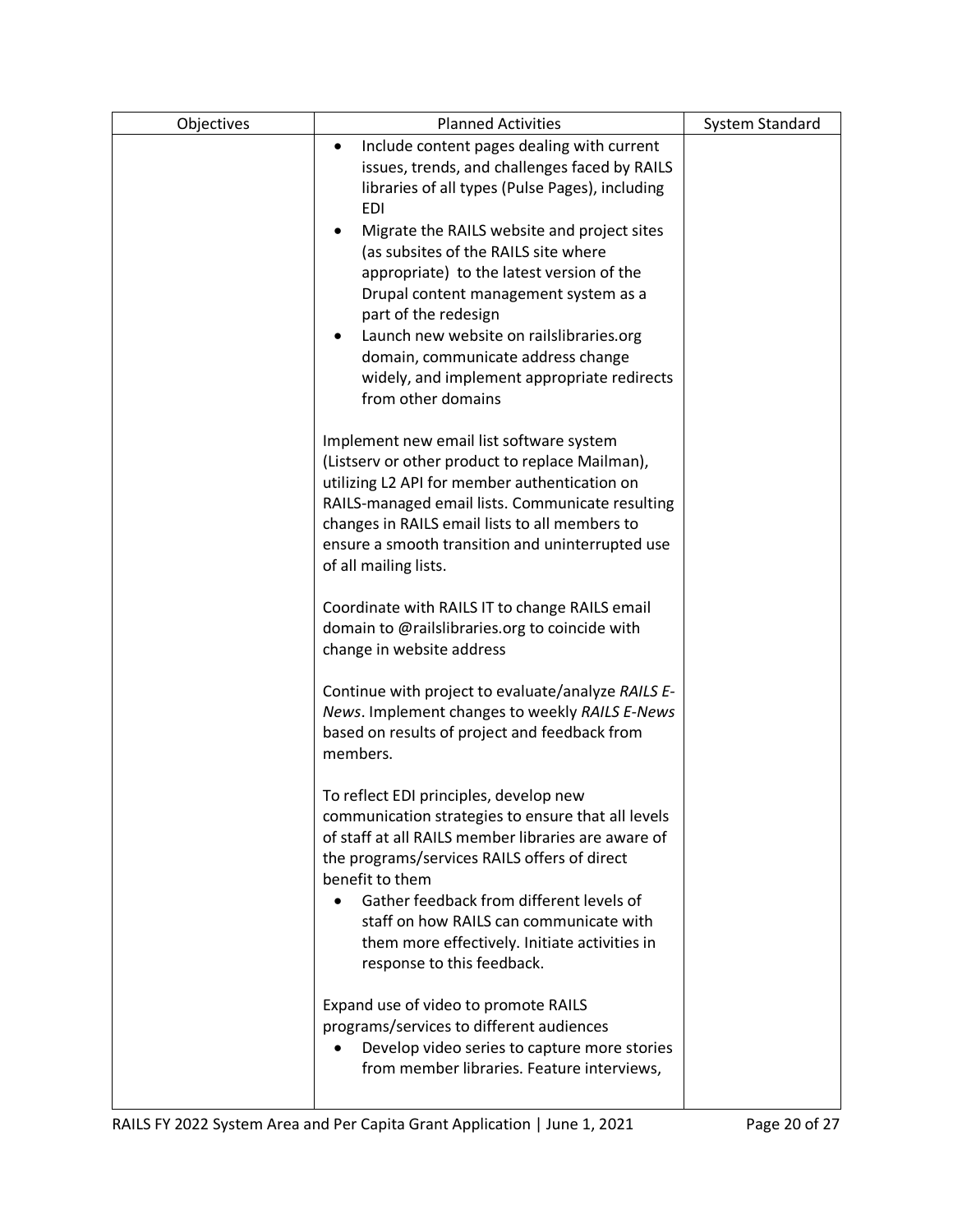| Objectives | Planned Activities | System Standard |
|---|---|---|
| | • Include content pages dealing with current issues, trends, and challenges faced by RAILS libraries of all types (Pulse Pages), including EDI<br>• Migrate the RAILS website and project sites (as subsites of the RAILS site where appropriate) to the latest version of the Drupal content management system as a part of the redesign<br>• Launch new website on railslibraries.org domain, communicate address change widely, and implement appropriate redirects from other domains<br><br>Implement new email list software system (Listserv or other product to replace Mailman), utilizing L2 API for member authentication on RAILS-managed email lists. Communicate resulting changes in RAILS email lists to all members to ensure a smooth transition and uninterrupted use of all mailing lists.<br><br>Coordinate with RAILS IT to change RAILS email domain to @railslibraries.org to coincide with change in website address<br><br>Continue with project to evaluate/analyze *RAILS E-News*. Implement changes to weekly *RAILS E-News* based on results of project and feedback from members.<br><br>To reflect EDI principles, develop new communication strategies to ensure that all levels of staff at all RAILS member libraries are aware of the programs/services RAILS offers of direct benefit to them<br>• Gather feedback from different levels of staff on how RAILS can communicate with them more effectively. Initiate activities in response to this feedback.<br><br>Expand use of video to promote RAILS programs/services to different audiences<br>• Develop video series to capture more stories from member libraries. Feature interviews, | |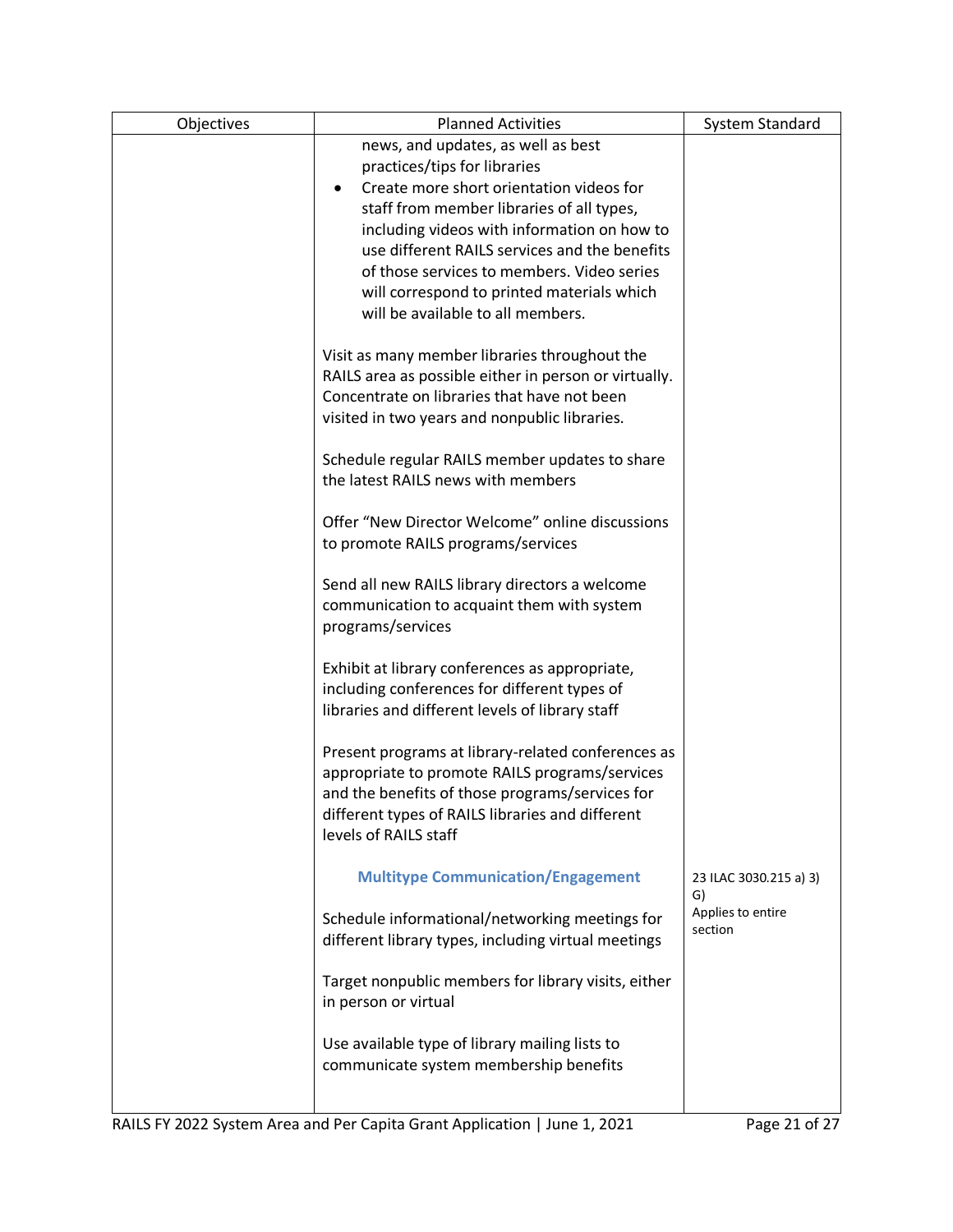| Objectives | Planned Activities | System Standard |
| --- | --- | --- |
| | news, and updates, as well as best practices/tips for libraries<br>• Create more short orientation videos for staff from member libraries of all types, including videos with information on how to use different RAILS services and the benefits of those services to members. Video series will correspond to printed materials which will be available to all members.<br><br>Visit as many member libraries throughout the RAILS area as possible either in person or virtually. Concentrate on libraries that have not been visited in two years and nonpublic libraries.<br><br>Schedule regular RAILS member updates to share the latest RAILS news with members<br><br>Offer "New Director Welcome" online discussions to promote RAILS programs/services<br><br>Send all new RAILS library directors a welcome communication to acquaint them with system programs/services<br><br>Exhibit at library conferences as appropriate, including conferences for different types of libraries and different levels of library staff<br><br>Present programs at library-related conferences as appropriate to promote RAILS programs/services and the benefits of those programs/services for different types of RAILS libraries and different levels of RAILS staff | |
| | **Multitype Communication/Engagement**<br><br>Schedule informational/networking meetings for different library types, including virtual meetings<br><br>Target nonpublic members for library visits, either in person or virtual<br><br>Use available type of library mailing lists to communicate system membership benefits | 23 ILAC 3030.215 a) 3) G)<br>Applies to entire section |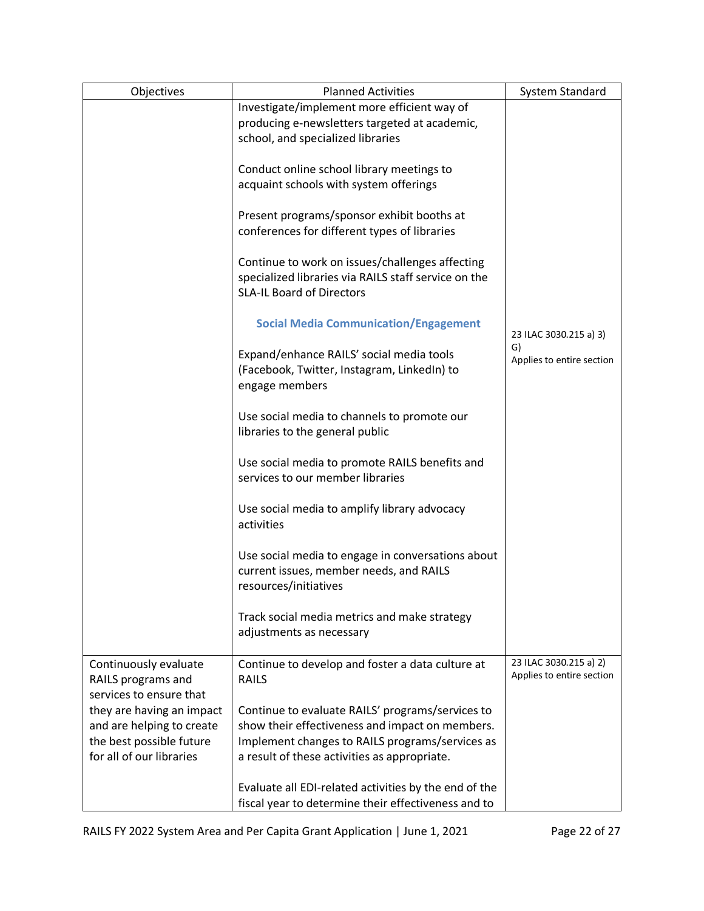| Objectives | Planned Activities | System Standard |
|---|---|---|
| | Investigate/implement more efficient way of producing e-newsletters targeted at academic, school, and specialized libraries<br><br>Conduct online school library meetings to acquaint schools with system offerings<br><br>Present programs/sponsor exhibit booths at conferences for different types of libraries<br><br>Continue to work on issues/challenges affecting specialized libraries via RAILS staff service on the SLA-IL Board of Directors<br><br>**Social Media Communication/Engagement**<br><br>Expand/enhance RAILS' social media tools (Facebook, Twitter, Instagram, LinkedIn) to engage members<br><br>Use social media to channels to promote our libraries to the general public<br><br>Use social media to promote RAILS benefits and services to our member libraries<br><br>Use social media to amplify library advocacy activities<br><br>Use social media to engage in conversations about current issues, member needs, and RAILS resources/initiatives<br><br>Track social media metrics and make strategy adjustments as necessary | 23 ILAC 3030.215 a) 3) G)<br>Applies to entire section |
| Continuously evaluate RAILS programs and services to ensure that they are having an impact and are helping to create the best possible future for all of our libraries | Continue to develop and foster a data culture at RAILS<br><br>Continue to evaluate RAILS' programs/services to show their effectiveness and impact on members. Implement changes to RAILS programs/services as a result of these activities as appropriate.<br><br>Evaluate all EDI-related activities by the end of the fiscal year to determine their effectiveness and to | 23 ILAC 3030.215 a) 2)<br>Applies to entire section |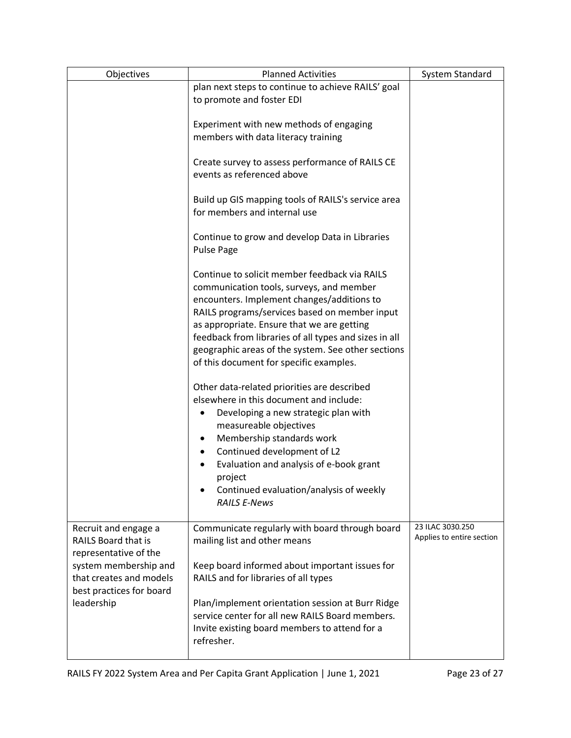| Objectives | Planned Activities | System Standard |
| --- | --- | --- |
| | plan next steps to continue to achieve RAILS' goal to promote and foster EDI<br><br>Experiment with new methods of engaging members with data literacy training<br><br>Create survey to assess performance of RAILS CE events as referenced above<br><br>Build up GIS mapping tools of RAILS's service area for members and internal use<br><br>Continue to grow and develop Data in Libraries Pulse Page<br><br>Continue to solicit member feedback via RAILS communication tools, surveys, and member encounters. Implement changes/additions to RAILS programs/services based on member input as appropriate. Ensure that we are getting feedback from libraries of all types and sizes in all geographic areas of the system. See other sections of this document for specific examples.<br><br>Other data-related priorities are described elsewhere in this document and include:<br>• Developing a new strategic plan with measureable objectives<br>• Membership standards work<br>• Continued development of L2<br>• Evaluation and analysis of e-book grant project<br>• Continued evaluation/analysis of weekly *RAILS E-News* | |
| Recruit and engage a RAILS Board that is representative of the system membership and that creates and models best practices for board leadership | Communicate regularly with board through board mailing list and other means<br><br>Keep board informed about important issues for RAILS and for libraries of all types<br><br>Plan/implement orientation session at Burr Ridge service center for all new RAILS Board members. Invite existing board members to attend for a refresher. | 23 ILAC 3030.250<br>Applies to entire section |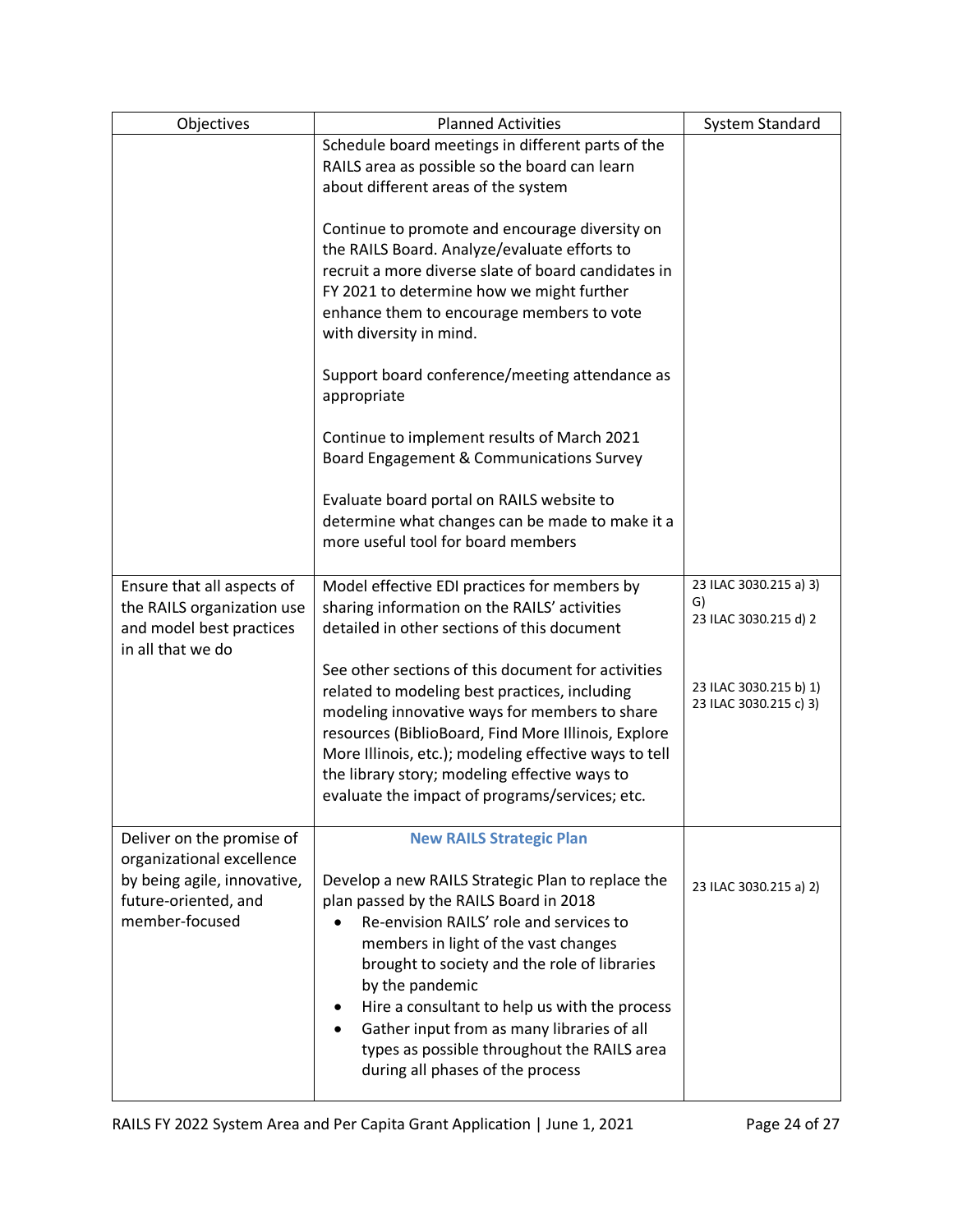| Objectives | Planned Activities | System Standard |
|---|---|---|
| | Schedule board meetings in different parts of the RAILS area as possible so the board can learn about different areas of the system<br><br>Continue to promote and encourage diversity on the RAILS Board. Analyze/evaluate efforts to recruit a more diverse slate of board candidates in FY 2021 to determine how we might further enhance them to encourage members to vote with diversity in mind.<br><br>Support board conference/meeting attendance as appropriate<br><br>Continue to implement results of March 2021 Board Engagement & Communications Survey<br><br>Evaluate board portal on RAILS website to determine what changes can be made to make it a more useful tool for board members | |
| Ensure that all aspects of the RAILS organization use and model best practices in all that we do | Model effective EDI practices for members by sharing information on the RAILS' activities detailed in other sections of this document<br><br>See other sections of this document for activities related to modeling best practices, including modeling innovative ways for members to share resources (BiblioBoard, Find More Illinois, Explore More Illinois, etc.); modeling effective ways to tell the library story; modeling effective ways to evaluate the impact of programs/services; etc. | 23 ILAC 3030.215 a) 3) G)<br>23 ILAC 3030.215 d) 2<br><br>23 ILAC 3030.215 b) 1)<br>23 ILAC 3030.215 c) 3) |
| Deliver on the promise of organizational excellence by being agile, innovative, future-oriented, and member-focused | **New RAILS Strategic Plan**<br><br>Develop a new RAILS Strategic Plan to replace the plan passed by the RAILS Board in 2018<br>• Re-envision RAILS' role and services to members in light of the vast changes brought to society and the role of libraries by the pandemic<br>• Hire a consultant to help us with the process<br>• Gather input from as many libraries of all types as possible throughout the RAILS area during all phases of the process | 23 ILAC 3030.215 a) 2) |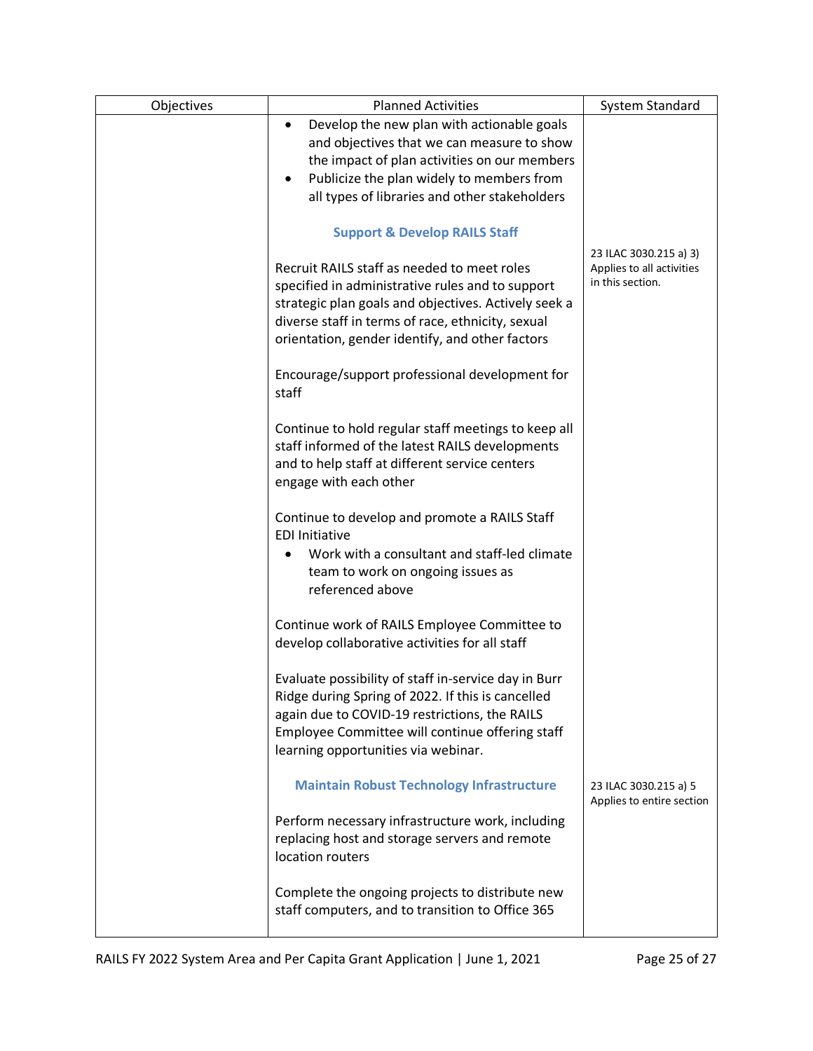| Objectives | Planned Activities | System Standard |
|---|---|---|
| | • Develop the new plan with actionable goals and objectives that we can measure to show the impact of plan activities on our members<br>• Publicize the plan widely to members from all types of libraries and other stakeholders | |
| | **Support & Develop RAILS Staff** | |
| | Recruit RAILS staff as needed to meet roles specified in administrative rules and to support strategic plan goals and objectives. Actively seek a diverse staff in terms of race, ethnicity, sexual orientation, gender identify, and other factors | 23 ILAC 3030.215 a) 3) Applies to all activities in this section. |
| | Encourage/support professional development for staff | |
| | Continue to hold regular staff meetings to keep all staff informed of the latest RAILS developments and to help staff at different service centers engage with each other | |
| | Continue to develop and promote a RAILS Staff EDI Initiative<br>• Work with a consultant and staff-led climate team to work on ongoing issues as referenced above | |
| | Continue work of RAILS Employee Committee to develop collaborative activities for all staff | |
| | Evaluate possibility of staff in-service day in Burr Ridge during Spring of 2022. If this is cancelled again due to COVID-19 restrictions, the RAILS Employee Committee will continue offering staff learning opportunities via webinar. | |
| | **Maintain Robust Technology Infrastructure** | 23 ILAC 3030.215 a) 5 Applies to entire section |
| | Perform necessary infrastructure work, including replacing host and storage servers and remote location routers | |
| | Complete the ongoing projects to distribute new staff computers, and to transition to Office 365 | |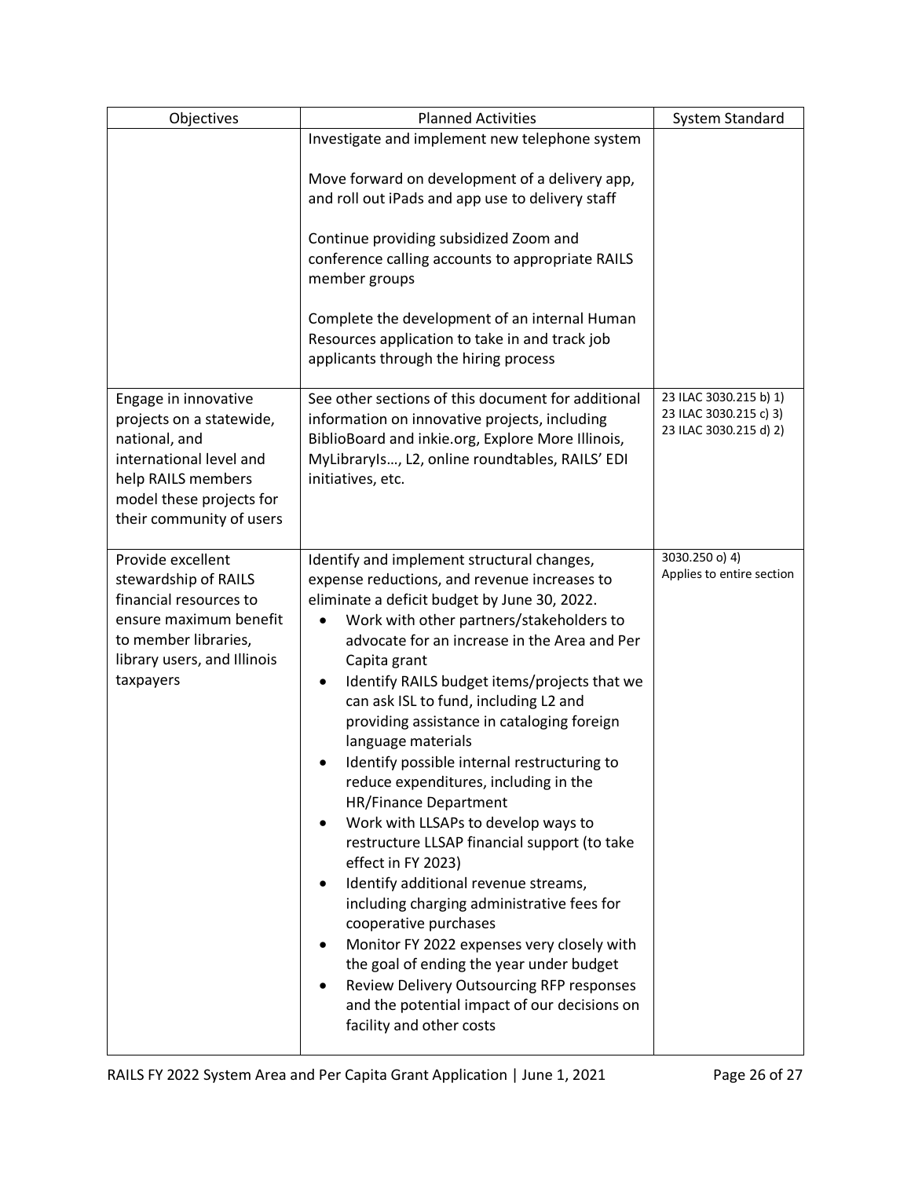| Objectives | Planned Activities | System Standard |
|---|---|---|
| | Investigate and implement new telephone system<br><br>Move forward on development of a delivery app, and roll out iPads and app use to delivery staff<br><br>Continue providing subsidized Zoom and conference calling accounts to appropriate RAILS member groups<br><br>Complete the development of an internal Human Resources application to take in and track job applicants through the hiring process | |
| Engage in innovative projects on a statewide, national, and international level and help RAILS members model these projects for their community of users | See other sections of this document for additional information on innovative projects, including BiblioBoard and inkie.org, Explore More Illinois, MyLibraryIs…, L2, online roundtables, RAILS' EDI initiatives, etc. | 23 ILAC 3030.215 b) 1)<br>23 ILAC 3030.215 c) 3)<br>23 ILAC 3030.215 d) 2) |
| Provide excellent stewardship of RAILS financial resources to ensure maximum benefit to member libraries, library users, and Illinois taxpayers | Identify and implement structural changes, expense reductions, and revenue increases to eliminate a deficit budget by June 30, 2022.<br>• Work with other partners/stakeholders to advocate for an increase in the Area and Per Capita grant<br>• Identify RAILS budget items/projects that we can ask ISL to fund, including L2 and providing assistance in cataloging foreign language materials<br>• Identify possible internal restructuring to reduce expenditures, including in the HR/Finance Department<br>• Work with LLSAPs to develop ways to restructure LLSAP financial support (to take effect in FY 2023)<br>• Identify additional revenue streams, including charging administrative fees for cooperative purchases<br>• Monitor FY 2022 expenses very closely with the goal of ending the year under budget<br>• Review Delivery Outsourcing RFP responses and the potential impact of our decisions on facility and other costs | 3030.250 o) 4)<br>Applies to entire section |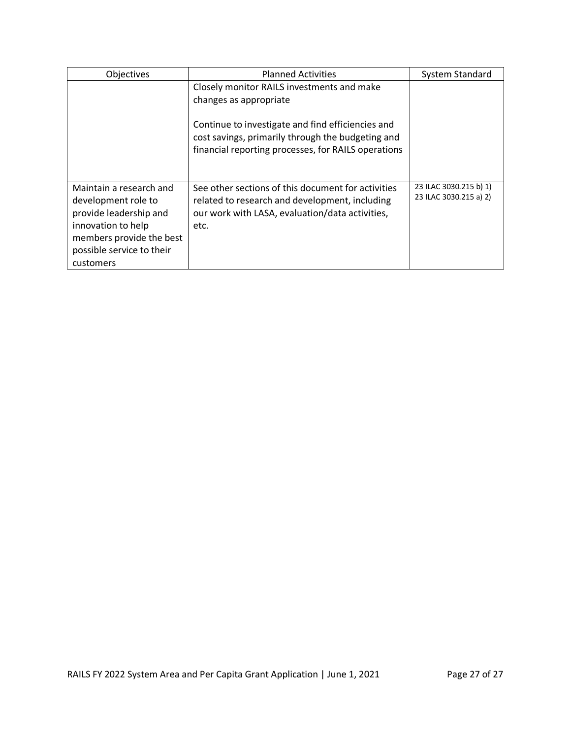| Objectives | Planned Activities | System Standard |
| --- | --- | --- |
| | Closely monitor RAILS investments and make changes as appropriate<br><br>Continue to investigate and find efficiencies and cost savings, primarily through the budgeting and financial reporting processes, for RAILS operations | |
| Maintain a research and development role to provide leadership and innovation to help members provide the best possible service to their customers | See other sections of this document for activities related to research and development, including our work with LASA, evaluation/data activities, etc. | 23 ILAC 3030.215 b) 1)<br>23 ILAC 3030.215 a) 2) |